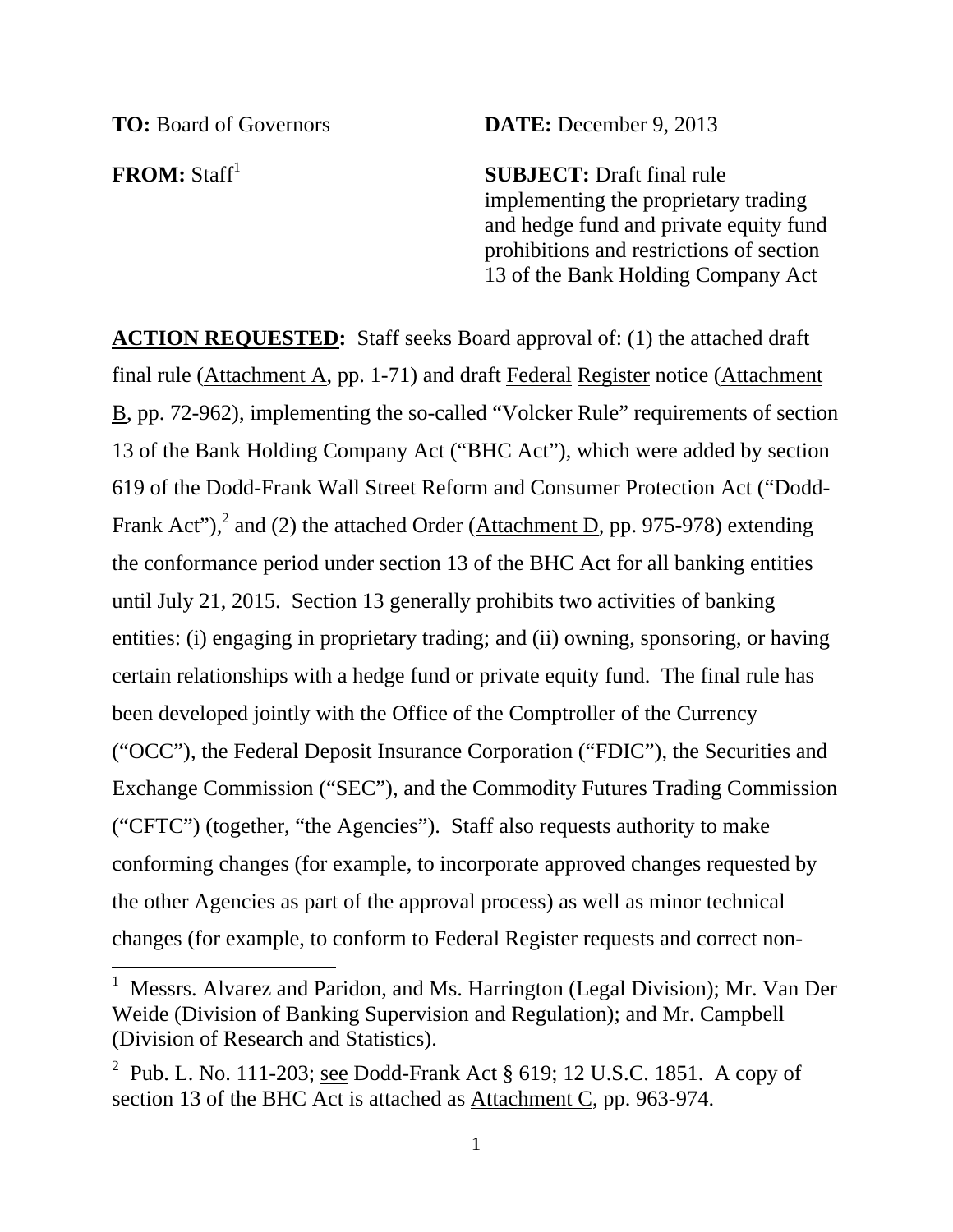**TO:** Board of Governors

**DATE:** December 9, 2013

**FROM:** Staff[1]

**SUBJECT:** Draft final rule implementing the proprietary trading and hedge fund and private equity fund prohibitions and restrictions of section 13 of the Bank Holding Company Act

**ACTION REQUESTED:** Staff seeks Board approval of: (1) the attached draft final rule (Attachment A, pp. 1-71) and draft Federal Register notice (Attachment B, pp. 72-962), implementing the so-called "Volcker Rule" requirements of section 13 of the Bank Holding Company Act ("BHC Act"), which were added by section 619 of the Dodd-Frank Wall Street Reform and Consumer Protection Act ("Dodd-Frank Act"),[2] and (2) the attached Order (Attachment D, pp. 975-978) extending the conformance period under section 13 of the BHC Act for all banking entities until July 21, 2015. Section 13 generally prohibits two activities of banking entities: (i) engaging in proprietary trading; and (ii) owning, sponsoring, or having certain relationships with a hedge fund or private equity fund. The final rule has been developed jointly with the Office of the Comptroller of the Currency ("OCC"), the Federal Deposit Insurance Corporation ("FDIC"), the Securities and Exchange Commission ("SEC"), and the Commodity Futures Trading Commission ("CFTC") (together, "the Agencies"). Staff also requests authority to make conforming changes (for example, to incorporate approved changes requested by the other Agencies as part of the approval process) as well as minor technical changes (for example, to conform to Federal Register requests and correct non-

---

[1] Messrs. Alvarez and Paridon, and Ms. Harrington (Legal Division); Mr. Van Der Weide (Division of Banking Supervision and Regulation); and Mr. Campbell (Division of Research and Statistics).

[2] Pub. L. No. 111-203; see Dodd-Frank Act § 619; 12 U.S.C. 1851. A copy of section 13 of the BHC Act is attached as Attachment C, pp. 963-974.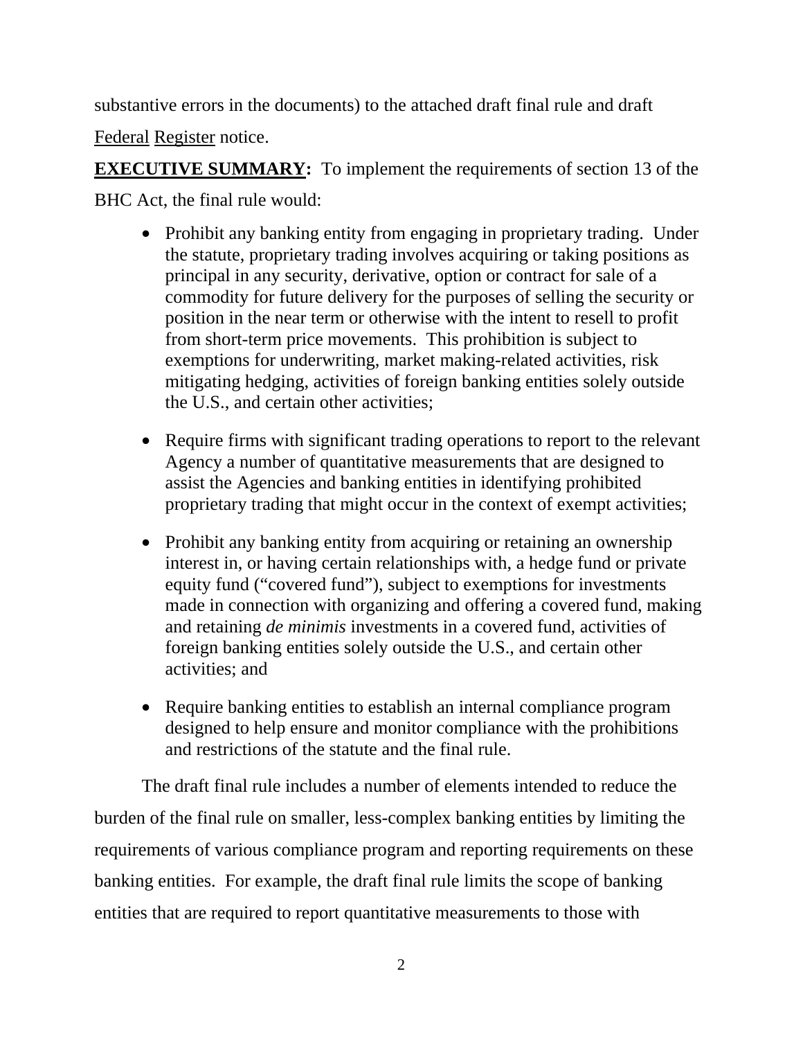substantive errors in the documents) to the attached draft final rule and draft Federal Register notice.

**EXECUTIVE SUMMARY:** To implement the requirements of section 13 of the BHC Act, the final rule would:

- Prohibit any banking entity from engaging in proprietary trading. Under the statute, proprietary trading involves acquiring or taking positions as principal in any security, derivative, option or contract for sale of a commodity for future delivery for the purposes of selling the security or position in the near term or otherwise with the intent to resell to profit from short-term price movements. This prohibition is subject to exemptions for underwriting, market making-related activities, risk mitigating hedging, activities of foreign banking entities solely outside the U.S., and certain other activities;

- Require firms with significant trading operations to report to the relevant Agency a number of quantitative measurements that are designed to assist the Agencies and banking entities in identifying prohibited proprietary trading that might occur in the context of exempt activities;

- Prohibit any banking entity from acquiring or retaining an ownership interest in, or having certain relationships with, a hedge fund or private equity fund ("covered fund"), subject to exemptions for investments made in connection with organizing and offering a covered fund, making and retaining *de minimis* investments in a covered fund, activities of foreign banking entities solely outside the U.S., and certain other activities; and

- Require banking entities to establish an internal compliance program designed to help ensure and monitor compliance with the prohibitions and restrictions of the statute and the final rule.

The draft final rule includes a number of elements intended to reduce the burden of the final rule on smaller, less-complex banking entities by limiting the requirements of various compliance program and reporting requirements on these banking entities. For example, the draft final rule limits the scope of banking entities that are required to report quantitative measurements to those with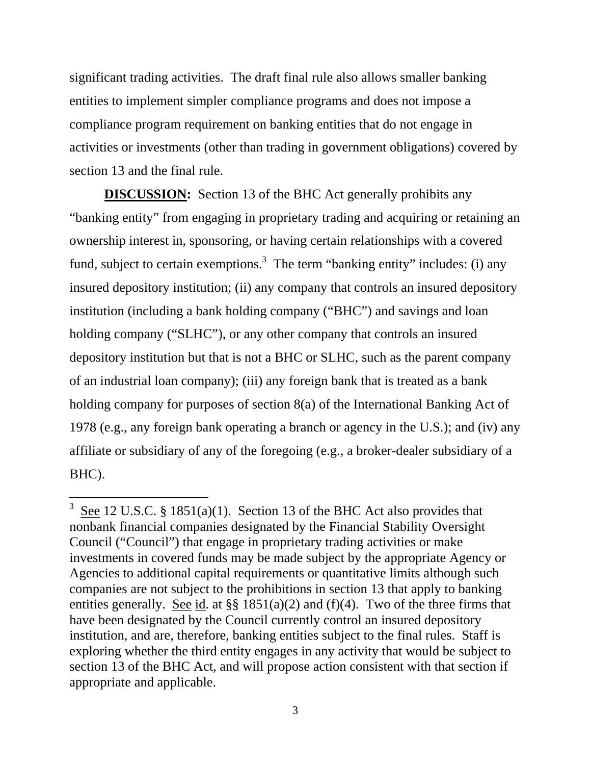significant trading activities. The draft final rule also allows smaller banking entities to implement simpler compliance programs and does not impose a compliance program requirement on banking entities that do not engage in activities or investments (other than trading in government obligations) covered by section 13 and the final rule.

**DISCUSSION:** Section 13 of the BHC Act generally prohibits any "banking entity" from engaging in proprietary trading and acquiring or retaining an ownership interest in, sponsoring, or having certain relationships with a covered fund, subject to certain exemptions.[3] The term "banking entity" includes: (i) any insured depository institution; (ii) any company that controls an insured depository institution (including a bank holding company ("BHC") and savings and loan holding company ("SLHC"), or any other company that controls an insured depository institution but that is not a BHC or SLHC, such as the parent company of an industrial loan company); (iii) any foreign bank that is treated as a bank holding company for purposes of section 8(a) of the International Banking Act of 1978 (e.g., any foreign bank operating a branch or agency in the U.S.); and (iv) any affiliate or subsidiary of any of the foregoing (e.g., a broker-dealer subsidiary of a BHC).

---

[3] See 12 U.S.C. § 1851(a)(1). Section 13 of the BHC Act also provides that nonbank financial companies designated by the Financial Stability Oversight Council ("Council") that engage in proprietary trading activities or make investments in covered funds may be made subject by the appropriate Agency or Agencies to additional capital requirements or quantitative limits although such companies are not subject to the prohibitions in section 13 that apply to banking entities generally. See id. at §§ 1851(a)(2) and (f)(4). Two of the three firms that have been designated by the Council currently control an insured depository institution, and are, therefore, banking entities subject to the final rules. Staff is exploring whether the third entity engages in any activity that would be subject to section 13 of the BHC Act, and will propose action consistent with that section if appropriate and applicable.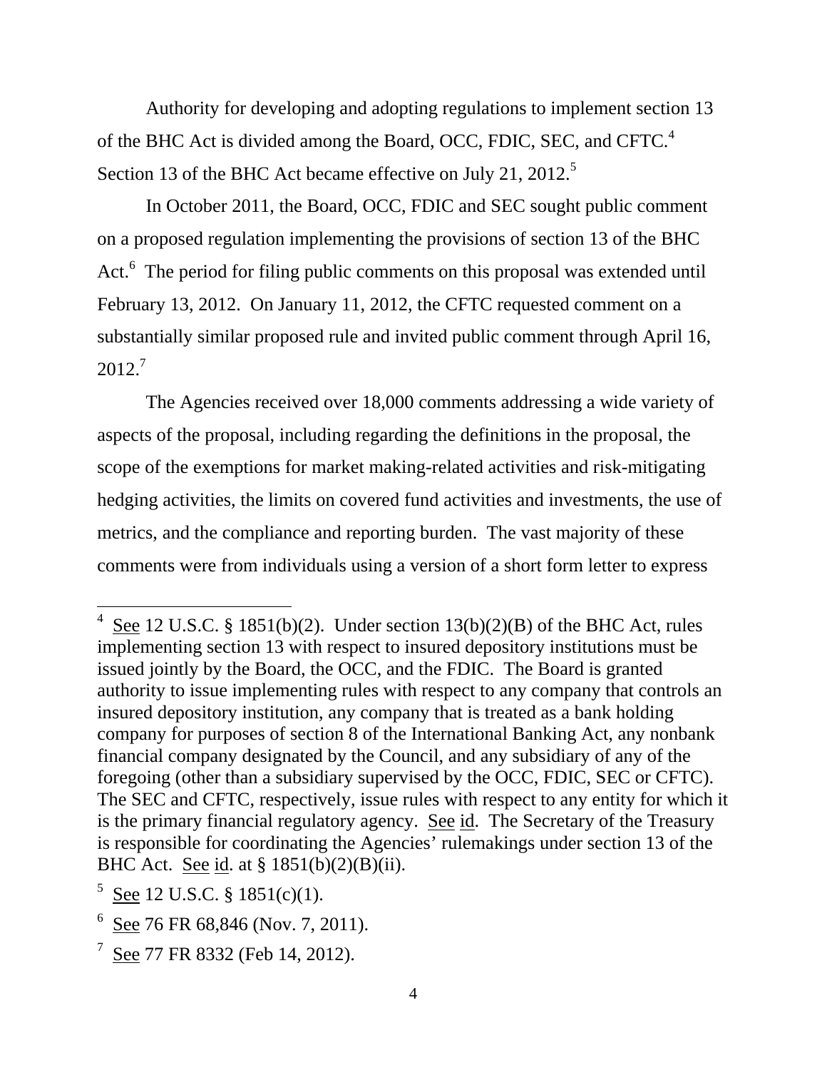Authority for developing and adopting regulations to implement section 13 of the BHC Act is divided among the Board, OCC, FDIC, SEC, and CFTC.[4] Section 13 of the BHC Act became effective on July 21, 2012.[5]

In October 2011, the Board, OCC, FDIC and SEC sought public comment on a proposed regulation implementing the provisions of section 13 of the BHC Act.[6] The period for filing public comments on this proposal was extended until February 13, 2012. On January 11, 2012, the CFTC requested comment on a substantially similar proposed rule and invited public comment through April 16, 2012.[7]

The Agencies received over 18,000 comments addressing a wide variety of aspects of the proposal, including regarding the definitions in the proposal, the scope of the exemptions for market making-related activities and risk-mitigating hedging activities, the limits on covered fund activities and investments, the use of metrics, and the compliance and reporting burden. The vast majority of these comments were from individuals using a version of a short form letter to express

---

[4] See 12 U.S.C. § 1851(b)(2). Under section 13(b)(2)(B) of the BHC Act, rules implementing section 13 with respect to insured depository institutions must be issued jointly by the Board, the OCC, and the FDIC. The Board is granted authority to issue implementing rules with respect to any company that controls an insured depository institution, any company that is treated as a bank holding company for purposes of section 8 of the International Banking Act, any nonbank financial company designated by the Council, and any subsidiary of any of the foregoing (other than a subsidiary supervised by the OCC, FDIC, SEC or CFTC). The SEC and CFTC, respectively, issue rules with respect to any entity for which it is the primary financial regulatory agency. See id. The Secretary of the Treasury is responsible for coordinating the Agencies' rulemakings under section 13 of the BHC Act. See id. at § 1851(b)(2)(B)(ii).

[5] See 12 U.S.C. § 1851(c)(1).

[6] See 76 FR 68,846 (Nov. 7, 2011).

[7] See 77 FR 8332 (Feb 14, 2012).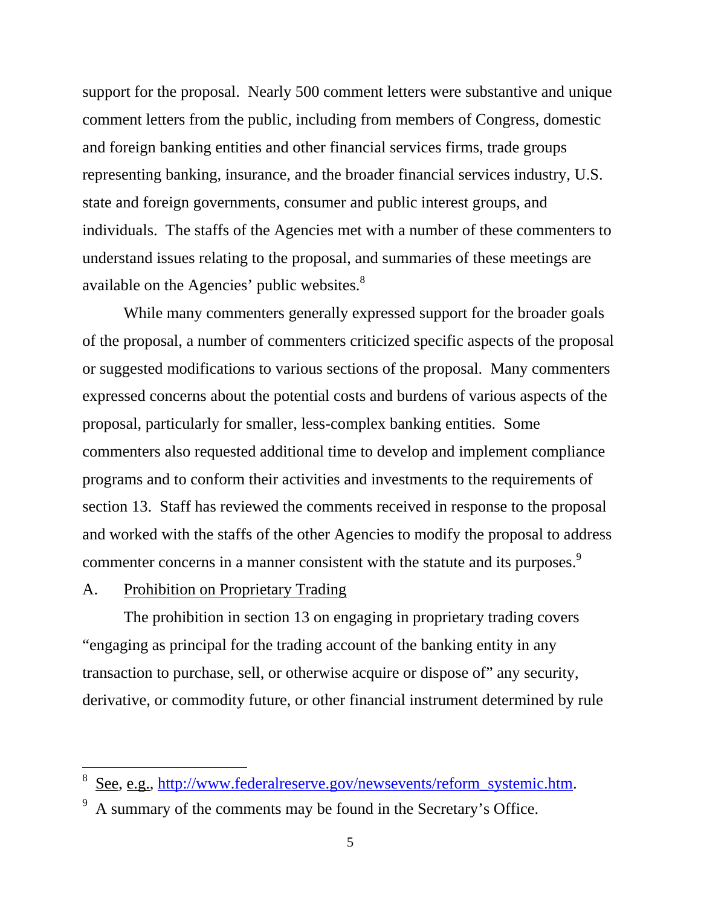support for the proposal. Nearly 500 comment letters were substantive and unique comment letters from the public, including from members of Congress, domestic and foreign banking entities and other financial services firms, trade groups representing banking, insurance, and the broader financial services industry, U.S. state and foreign governments, consumer and public interest groups, and individuals. The staffs of the Agencies met with a number of these commenters to understand issues relating to the proposal, and summaries of these meetings are available on the Agencies' public websites.[8]

While many commenters generally expressed support for the broader goals of the proposal, a number of commenters criticized specific aspects of the proposal or suggested modifications to various sections of the proposal. Many commenters expressed concerns about the potential costs and burdens of various aspects of the proposal, particularly for smaller, less-complex banking entities. Some commenters also requested additional time to develop and implement compliance programs and to conform their activities and investments to the requirements of section 13. Staff has reviewed the comments received in response to the proposal and worked with the staffs of the other Agencies to modify the proposal to address commenter concerns in a manner consistent with the statute and its purposes.[9]

## A. Prohibition on Proprietary Trading

The prohibition in section 13 on engaging in proprietary trading covers "engaging as principal for the trading account of the banking entity in any transaction to purchase, sell, or otherwise acquire or dispose of" any security, derivative, or commodity future, or other financial instrument determined by rule

---

[8] See, e.g., http://www.federalreserve.gov/newsevents/reform_systemic.htm.

[9] A summary of the comments may be found in the Secretary's Office.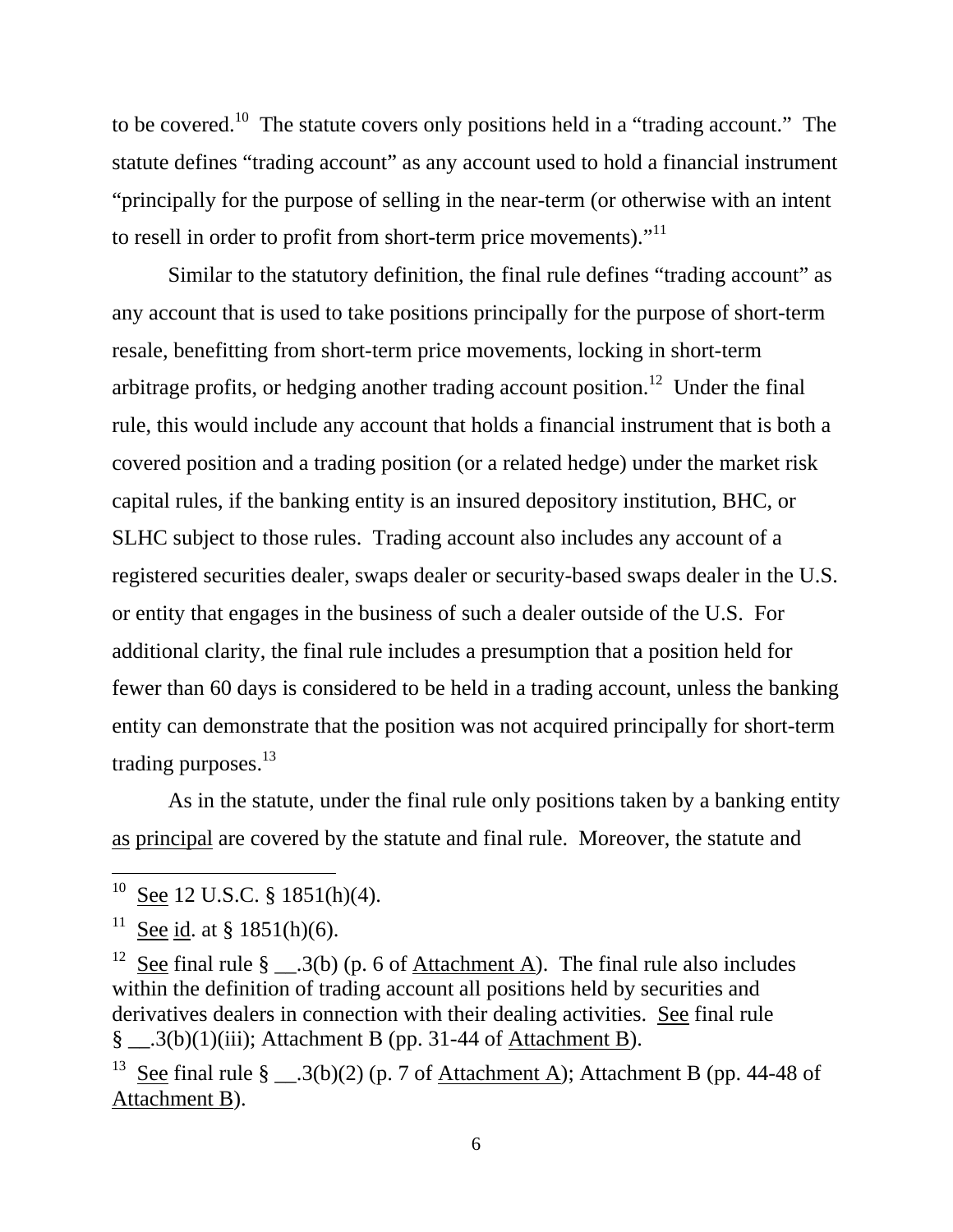to be covered.[10] The statute covers only positions held in a "trading account." The statute defines "trading account" as any account used to hold a financial instrument "principally for the purpose of selling in the near-term (or otherwise with an intent to resell in order to profit from short-term price movements)."[11]

Similar to the statutory definition, the final rule defines "trading account" as any account that is used to take positions principally for the purpose of short-term resale, benefitting from short-term price movements, locking in short-term arbitrage profits, or hedging another trading account position.[12] Under the final rule, this would include any account that holds a financial instrument that is both a covered position and a trading position (or a related hedge) under the market risk capital rules, if the banking entity is an insured depository institution, BHC, or SLHC subject to those rules. Trading account also includes any account of a registered securities dealer, swaps dealer or security-based swaps dealer in the U.S. or entity that engages in the business of such a dealer outside of the U.S. For additional clarity, the final rule includes a presumption that a position held for fewer than 60 days is considered to be held in a trading account, unless the banking entity can demonstrate that the position was not acquired principally for short-term trading purposes.[13]

As in the statute, under the final rule only positions taken by a banking entity as principal are covered by the statute and final rule. Moreover, the statute and

---

[10] See 12 U.S.C. § 1851(h)(4).

[11] See id. at § 1851(h)(6).

[12] See final rule § __.3(b) (p. 6 of Attachment A). The final rule also includes within the definition of trading account all positions held by securities and derivatives dealers in connection with their dealing activities. See final rule § __.3(b)(1)(iii); Attachment B (pp. 31-44 of Attachment B).

[13] See final rule § __.3(b)(2) (p. 7 of Attachment A); Attachment B (pp. 44-48 of Attachment B).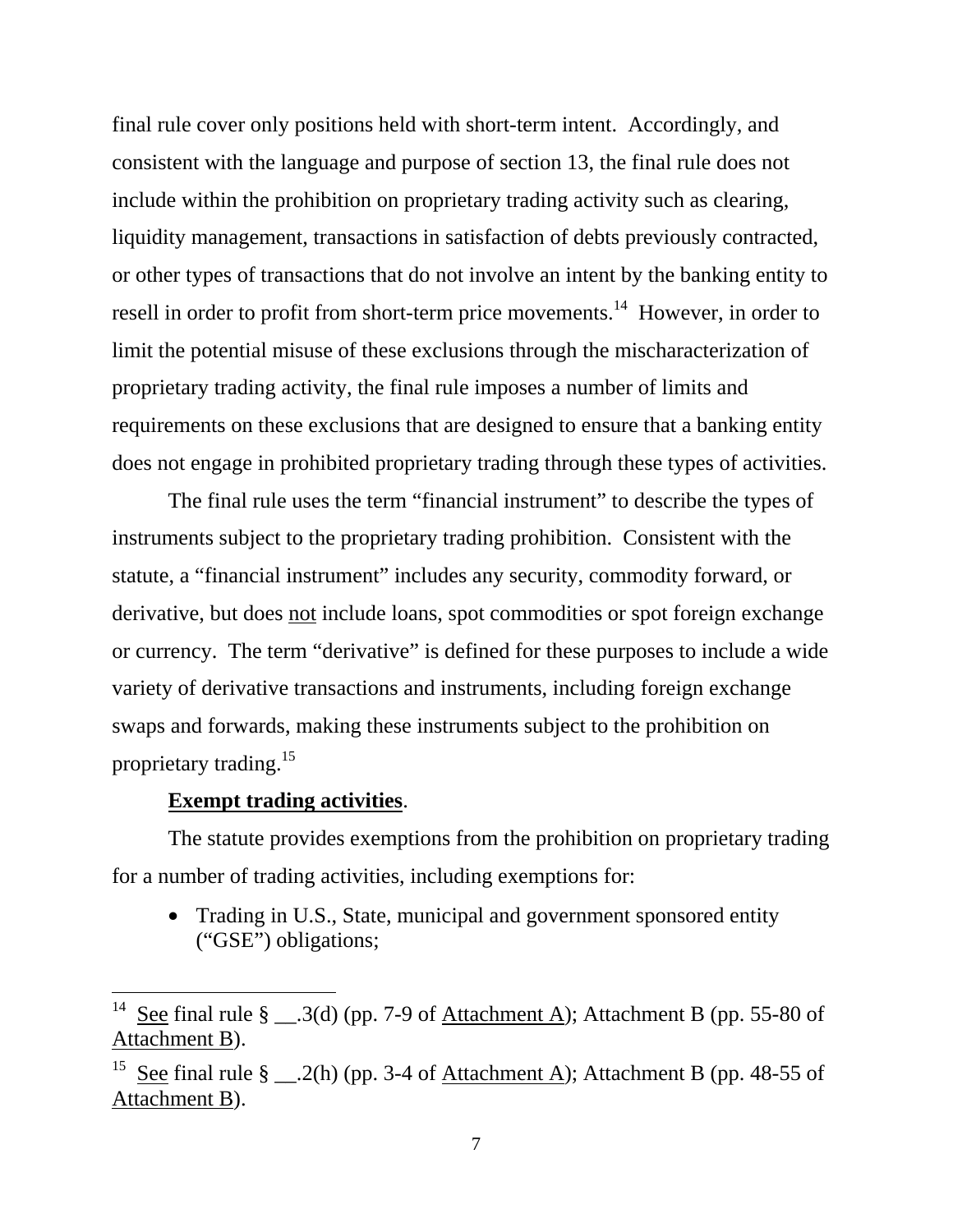final rule cover only positions held with short-term intent. Accordingly, and consistent with the language and purpose of section 13, the final rule does not include within the prohibition on proprietary trading activity such as clearing, liquidity management, transactions in satisfaction of debts previously contracted, or other types of transactions that do not involve an intent by the banking entity to resell in order to profit from short-term price movements.[14] However, in order to limit the potential misuse of these exclusions through the mischaracterization of proprietary trading activity, the final rule imposes a number of limits and requirements on these exclusions that are designed to ensure that a banking entity does not engage in prohibited proprietary trading through these types of activities.

The final rule uses the term "financial instrument" to describe the types of instruments subject to the proprietary trading prohibition. Consistent with the statute, a "financial instrument" includes any security, commodity forward, or derivative, but does not include loans, spot commodities or spot foreign exchange or currency. The term "derivative" is defined for these purposes to include a wide variety of derivative transactions and instruments, including foreign exchange swaps and forwards, making these instruments subject to the prohibition on proprietary trading.[15]

**Exempt trading activities**.

The statute provides exemptions from the prohibition on proprietary trading for a number of trading activities, including exemptions for:

- Trading in U.S., State, municipal and government sponsored entity ("GSE") obligations;

---

[14] See final rule § __.3(d) (pp. 7-9 of Attachment A); Attachment B (pp. 55-80 of Attachment B).

[15] See final rule § __.2(h) (pp. 3-4 of Attachment A); Attachment B (pp. 48-55 of Attachment B).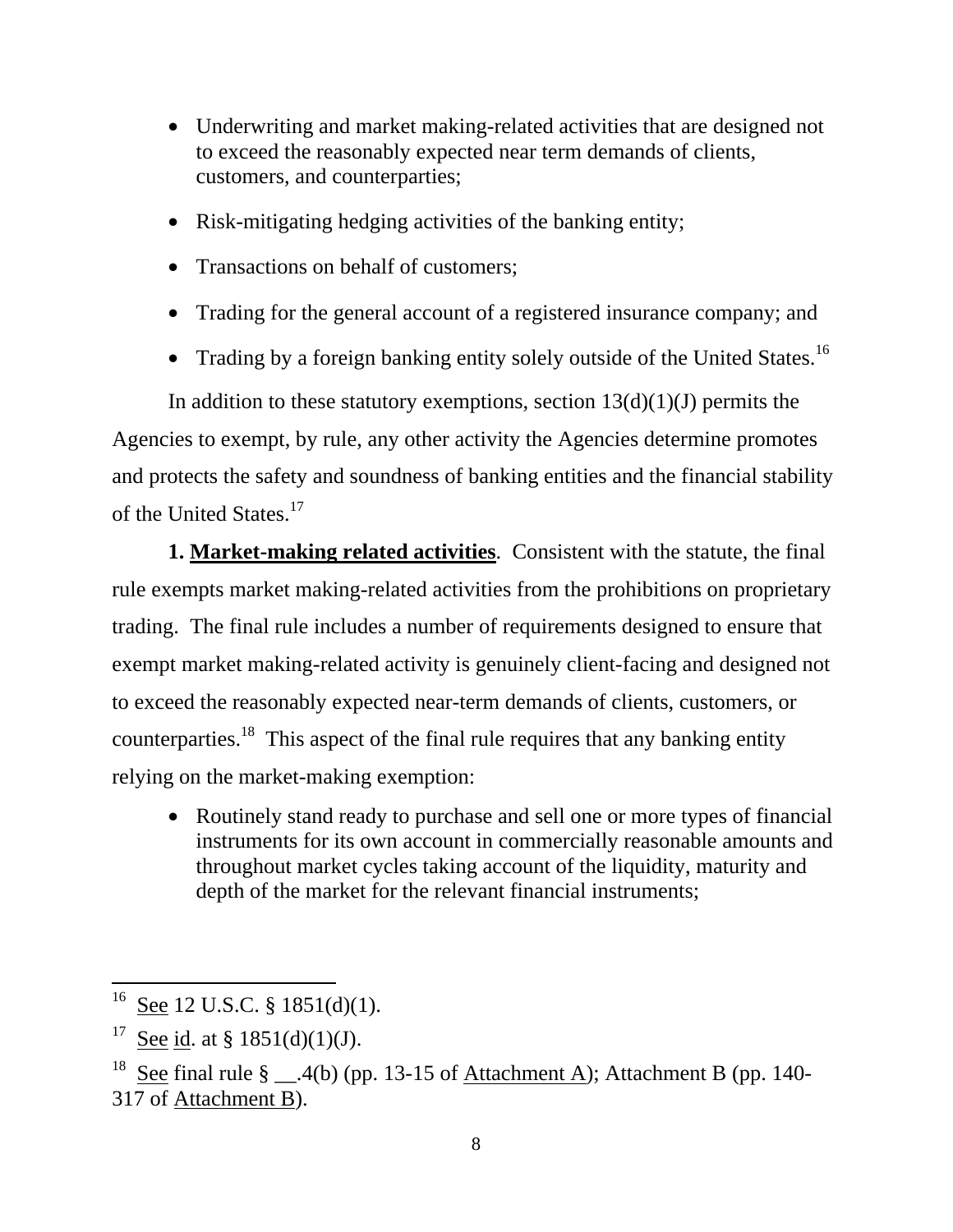- Underwriting and market making-related activities that are designed not to exceed the reasonably expected near term demands of clients, customers, and counterparties;
- Risk-mitigating hedging activities of the banking entity;
- Transactions on behalf of customers;
- Trading for the general account of a registered insurance company; and
- Trading by a foreign banking entity solely outside of the United States.[16]

In addition to these statutory exemptions, section 13(d)(1)(J) permits the Agencies to exempt, by rule, any other activity the Agencies determine promotes and protects the safety and soundness of banking entities and the financial stability of the United States.[17]

**1. Market-making related activities**. Consistent with the statute, the final rule exempts market making-related activities from the prohibitions on proprietary trading. The final rule includes a number of requirements designed to ensure that exempt market making-related activity is genuinely client-facing and designed not to exceed the reasonably expected near-term demands of clients, customers, or counterparties.[18] This aspect of the final rule requires that any banking entity relying on the market-making exemption:

- Routinely stand ready to purchase and sell one or more types of financial instruments for its own account in commercially reasonable amounts and throughout market cycles taking account of the liquidity, maturity and depth of the market for the relevant financial instruments;

---

[16] See 12 U.S.C. § 1851(d)(1).

[17] See id. at § 1851(d)(1)(J).

[18] See final rule § __.4(b) (pp. 13-15 of Attachment A); Attachment B (pp. 140-317 of Attachment B).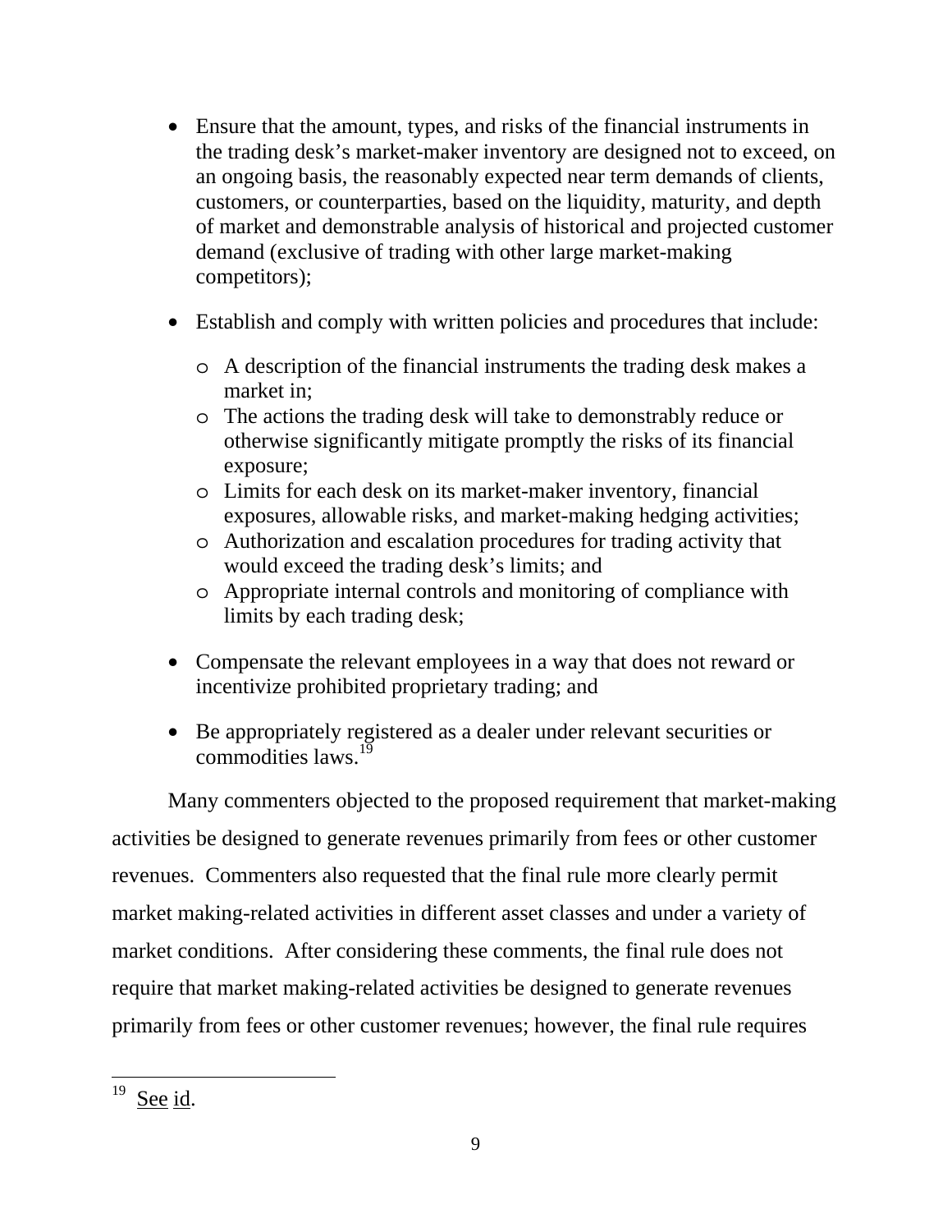- Ensure that the amount, types, and risks of the financial instruments in the trading desk's market-maker inventory are designed not to exceed, on an ongoing basis, the reasonably expected near term demands of clients, customers, or counterparties, based on the liquidity, maturity, and depth of market and demonstrable analysis of historical and projected customer demand (exclusive of trading with other large market-making competitors);

- Establish and comply with written policies and procedures that include:
  - A description of the financial instruments the trading desk makes a market in;
  - The actions the trading desk will take to demonstrably reduce or otherwise significantly mitigate promptly the risks of its financial exposure;
  - Limits for each desk on its market-maker inventory, financial exposures, allowable risks, and market-making hedging activities;
  - Authorization and escalation procedures for trading activity that would exceed the trading desk's limits; and
  - Appropriate internal controls and monitoring of compliance with limits by each trading desk;

- Compensate the relevant employees in a way that does not reward or incentivize prohibited proprietary trading; and

- Be appropriately registered as a dealer under relevant securities or commodities laws.[19]

Many commenters objected to the proposed requirement that market-making activities be designed to generate revenues primarily from fees or other customer revenues. Commenters also requested that the final rule more clearly permit market making-related activities in different asset classes and under a variety of market conditions. After considering these comments, the final rule does not require that market making-related activities be designed to generate revenues primarily from fees or other customer revenues; however, the final rule requires

---

[19] See id.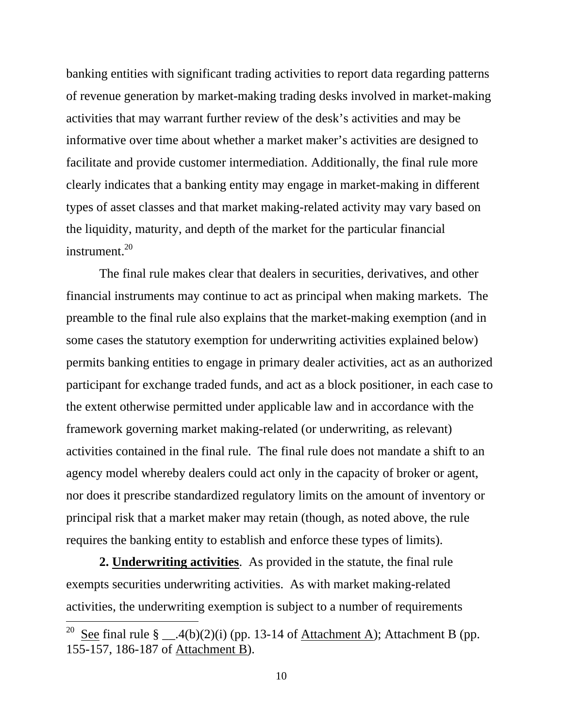banking entities with significant trading activities to report data regarding patterns of revenue generation by market-making trading desks involved in market-making activities that may warrant further review of the desk's activities and may be informative over time about whether a market maker's activities are designed to facilitate and provide customer intermediation. Additionally, the final rule more clearly indicates that a banking entity may engage in market-making in different types of asset classes and that market making-related activity may vary based on the liquidity, maturity, and depth of the market for the particular financial instrument.[20]

The final rule makes clear that dealers in securities, derivatives, and other financial instruments may continue to act as principal when making markets. The preamble to the final rule also explains that the market-making exemption (and in some cases the statutory exemption for underwriting activities explained below) permits banking entities to engage in primary dealer activities, act as an authorized participant for exchange traded funds, and act as a block positioner, in each case to the extent otherwise permitted under applicable law and in accordance with the framework governing market making-related (or underwriting, as relevant) activities contained in the final rule. The final rule does not mandate a shift to an agency model whereby dealers could act only in the capacity of broker or agent, nor does it prescribe standardized regulatory limits on the amount of inventory or principal risk that a market maker may retain (though, as noted above, the rule requires the banking entity to establish and enforce these types of limits).

**2. Underwriting activities**. As provided in the statute, the final rule exempts securities underwriting activities. As with market making-related activities, the underwriting exemption is subject to a number of requirements

---

[20] See final rule § __.4(b)(2)(i) (pp. 13-14 of Attachment A); Attachment B (pp. 155-157, 186-187 of Attachment B).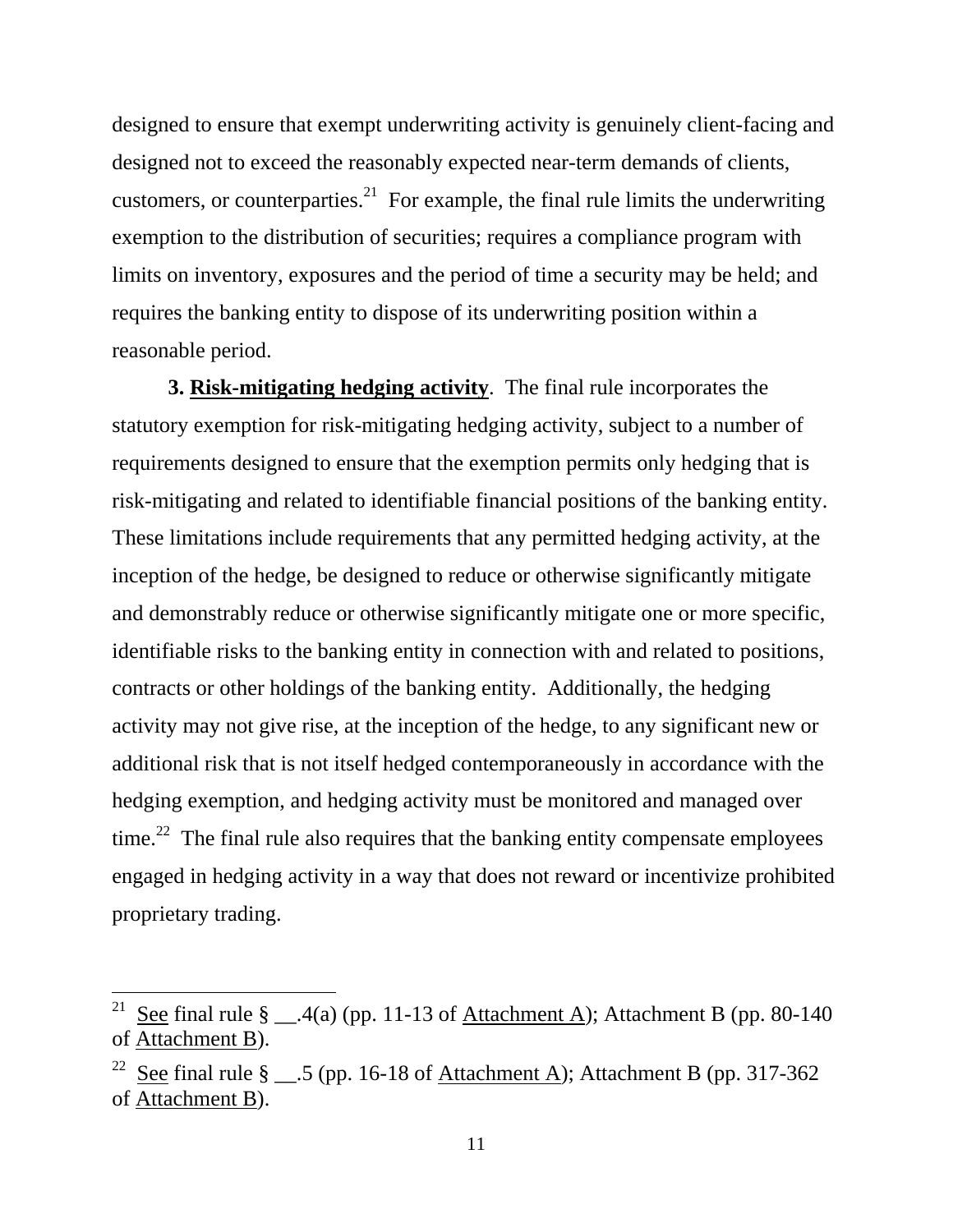designed to ensure that exempt underwriting activity is genuinely client-facing and designed not to exceed the reasonably expected near-term demands of clients, customers, or counterparties.[21] For example, the final rule limits the underwriting exemption to the distribution of securities; requires a compliance program with limits on inventory, exposures and the period of time a security may be held; and requires the banking entity to dispose of its underwriting position within a reasonable period.

**3. Risk-mitigating hedging activity**. The final rule incorporates the statutory exemption for risk-mitigating hedging activity, subject to a number of requirements designed to ensure that the exemption permits only hedging that is risk-mitigating and related to identifiable financial positions of the banking entity. These limitations include requirements that any permitted hedging activity, at the inception of the hedge, be designed to reduce or otherwise significantly mitigate and demonstrably reduce or otherwise significantly mitigate one or more specific, identifiable risks to the banking entity in connection with and related to positions, contracts or other holdings of the banking entity. Additionally, the hedging activity may not give rise, at the inception of the hedge, to any significant new or additional risk that is not itself hedged contemporaneously in accordance with the hedging exemption, and hedging activity must be monitored and managed over time.[22] The final rule also requires that the banking entity compensate employees engaged in hedging activity in a way that does not reward or incentivize prohibited proprietary trading.

---

[21] See final rule § __.4(a) (pp. 11-13 of Attachment A); Attachment B (pp. 80-140 of Attachment B).

[22] See final rule § __.5 (pp. 16-18 of Attachment A); Attachment B (pp. 317-362 of Attachment B).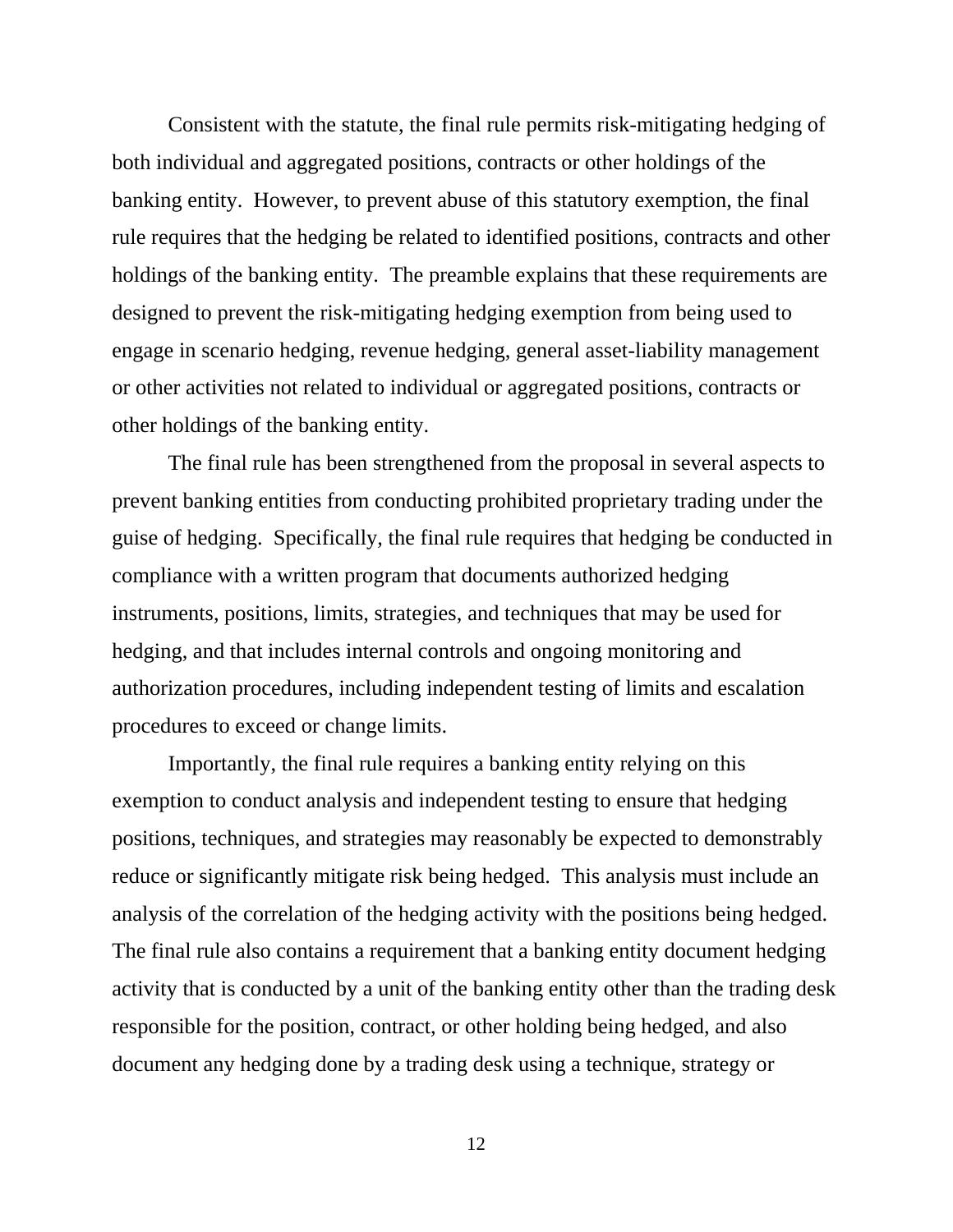Consistent with the statute, the final rule permits risk-mitigating hedging of both individual and aggregated positions, contracts or other holdings of the banking entity. However, to prevent abuse of this statutory exemption, the final rule requires that the hedging be related to identified positions, contracts and other holdings of the banking entity. The preamble explains that these requirements are designed to prevent the risk-mitigating hedging exemption from being used to engage in scenario hedging, revenue hedging, general asset-liability management or other activities not related to individual or aggregated positions, contracts or other holdings of the banking entity.

The final rule has been strengthened from the proposal in several aspects to prevent banking entities from conducting prohibited proprietary trading under the guise of hedging. Specifically, the final rule requires that hedging be conducted in compliance with a written program that documents authorized hedging instruments, positions, limits, strategies, and techniques that may be used for hedging, and that includes internal controls and ongoing monitoring and authorization procedures, including independent testing of limits and escalation procedures to exceed or change limits.

Importantly, the final rule requires a banking entity relying on this exemption to conduct analysis and independent testing to ensure that hedging positions, techniques, and strategies may reasonably be expected to demonstrably reduce or significantly mitigate risk being hedged. This analysis must include an analysis of the correlation of the hedging activity with the positions being hedged. The final rule also contains a requirement that a banking entity document hedging activity that is conducted by a unit of the banking entity other than the trading desk responsible for the position, contract, or other holding being hedged, and also document any hedging done by a trading desk using a technique, strategy or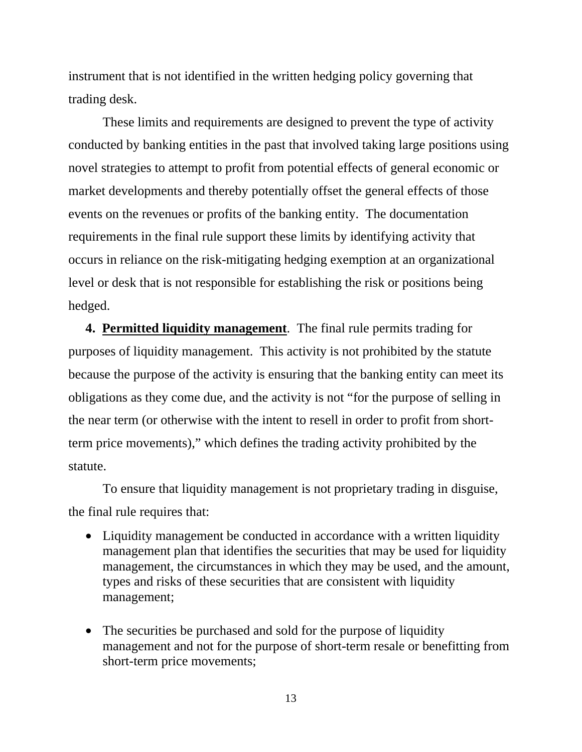instrument that is not identified in the written hedging policy governing that trading desk.

These limits and requirements are designed to prevent the type of activity conducted by banking entities in the past that involved taking large positions using novel strategies to attempt to profit from potential effects of general economic or market developments and thereby potentially offset the general effects of those events on the revenues or profits of the banking entity. The documentation requirements in the final rule support these limits by identifying activity that occurs in reliance on the risk-mitigating hedging exemption at an organizational level or desk that is not responsible for establishing the risk or positions being hedged.

**4. Permitted liquidity management**. The final rule permits trading for purposes of liquidity management. This activity is not prohibited by the statute because the purpose of the activity is ensuring that the banking entity can meet its obligations as they come due, and the activity is not "for the purpose of selling in the near term (or otherwise with the intent to resell in order to profit from short-term price movements)," which defines the trading activity prohibited by the statute.

To ensure that liquidity management is not proprietary trading in disguise, the final rule requires that:

- Liquidity management be conducted in accordance with a written liquidity management plan that identifies the securities that may be used for liquidity management, the circumstances in which they may be used, and the amount, types and risks of these securities that are consistent with liquidity management;
- The securities be purchased and sold for the purpose of liquidity management and not for the purpose of short-term resale or benefitting from short-term price movements;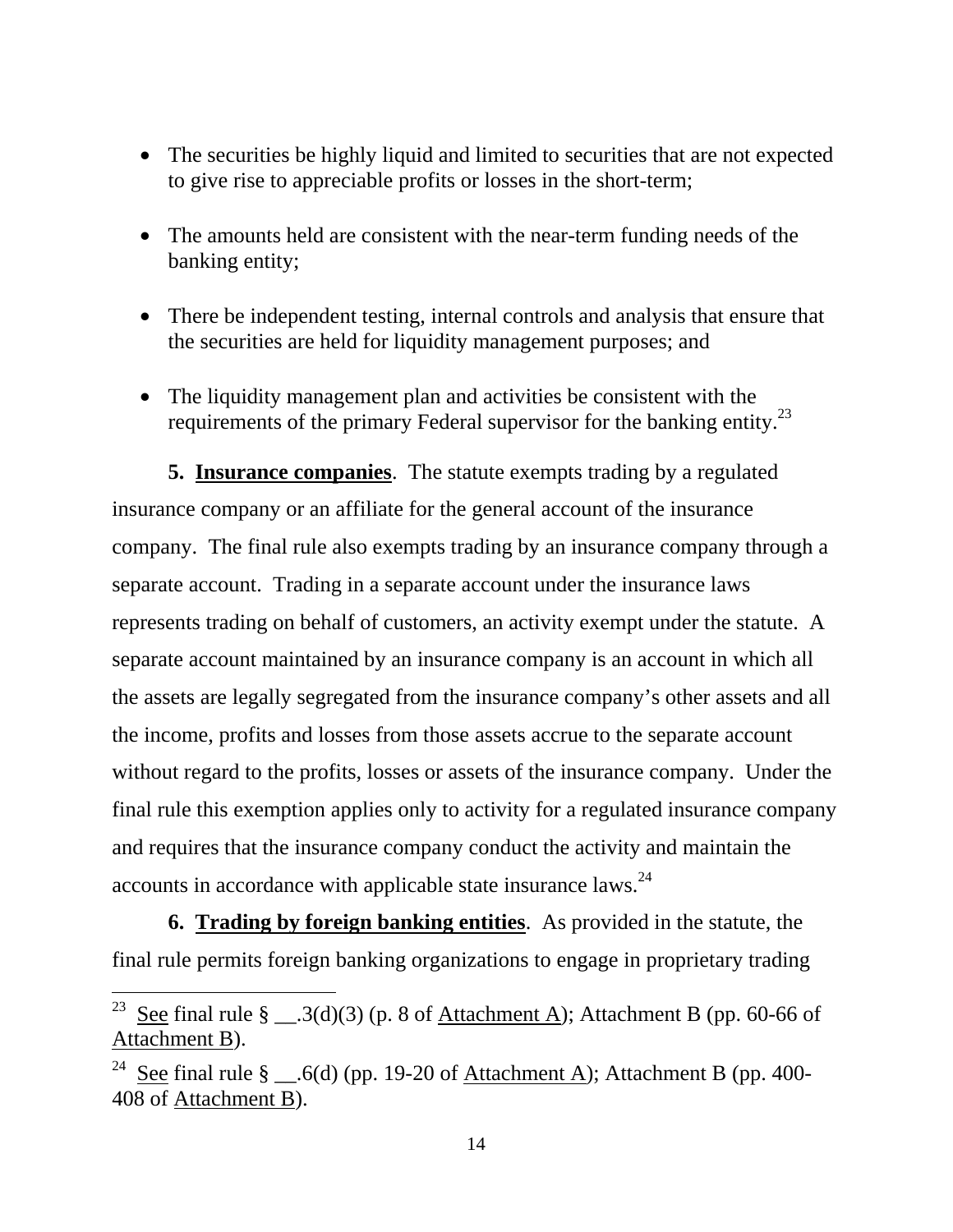- The securities be highly liquid and limited to securities that are not expected to give rise to appreciable profits or losses in the short-term;
- The amounts held are consistent with the near-term funding needs of the banking entity;
- There be independent testing, internal controls and analysis that ensure that the securities are held for liquidity management purposes; and
- The liquidity management plan and activities be consistent with the requirements of the primary Federal supervisor for the banking entity.[23]

**5. Insurance companies**. The statute exempts trading by a regulated insurance company or an affiliate for the general account of the insurance company. The final rule also exempts trading by an insurance company through a separate account. Trading in a separate account under the insurance laws represents trading on behalf of customers, an activity exempt under the statute. A separate account maintained by an insurance company is an account in which all the assets are legally segregated from the insurance company's other assets and all the income, profits and losses from those assets accrue to the separate account without regard to the profits, losses or assets of the insurance company. Under the final rule this exemption applies only to activity for a regulated insurance company and requires that the insurance company conduct the activity and maintain the accounts in accordance with applicable state insurance laws.[24]

**6. Trading by foreign banking entities**. As provided in the statute, the final rule permits foreign banking organizations to engage in proprietary trading

---

[23] See final rule § __.3(d)(3) (p. 8 of Attachment A); Attachment B (pp. 60-66 of Attachment B).

[24] See final rule § __.6(d) (pp. 19-20 of Attachment A); Attachment B (pp. 400-408 of Attachment B).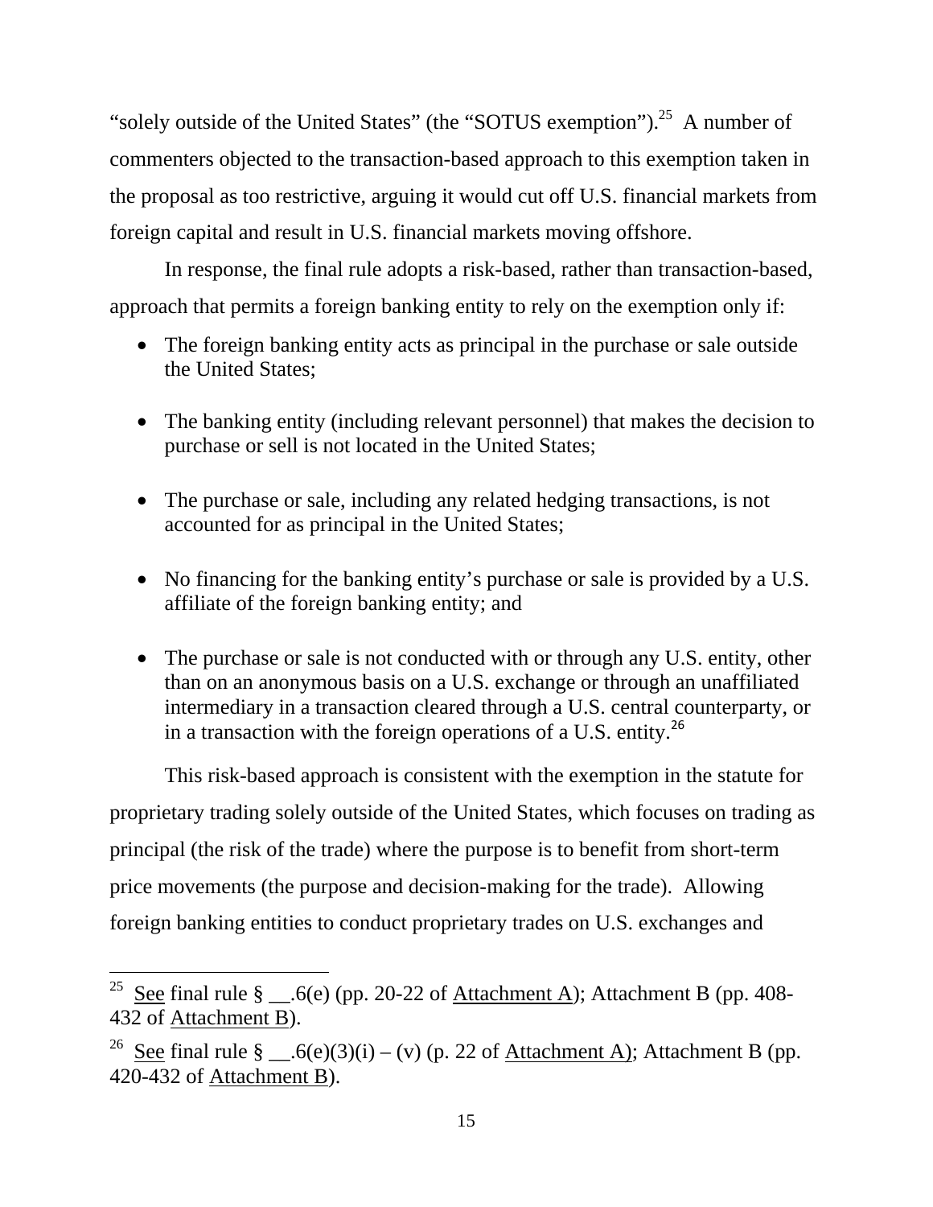"solely outside of the United States" (the "SOTUS exemption").[25] A number of commenters objected to the transaction-based approach to this exemption taken in the proposal as too restrictive, arguing it would cut off U.S. financial markets from foreign capital and result in U.S. financial markets moving offshore.

In response, the final rule adopts a risk-based, rather than transaction-based, approach that permits a foreign banking entity to rely on the exemption only if:

- The foreign banking entity acts as principal in the purchase or sale outside the United States;
- The banking entity (including relevant personnel) that makes the decision to purchase or sell is not located in the United States;
- The purchase or sale, including any related hedging transactions, is not accounted for as principal in the United States;
- No financing for the banking entity's purchase or sale is provided by a U.S. affiliate of the foreign banking entity; and
- The purchase or sale is not conducted with or through any U.S. entity, other than on an anonymous basis on a U.S. exchange or through an unaffiliated intermediary in a transaction cleared through a U.S. central counterparty, or in a transaction with the foreign operations of a U.S. entity.[26]

This risk-based approach is consistent with the exemption in the statute for proprietary trading solely outside of the United States, which focuses on trading as principal (the risk of the trade) where the purpose is to benefit from short-term price movements (the purpose and decision-making for the trade). Allowing foreign banking entities to conduct proprietary trades on U.S. exchanges and

---

[25] See final rule § __.6(e) (pp. 20-22 of Attachment A); Attachment B (pp. 408-432 of Attachment B).

[26] See final rule § __.6(e)(3)(i) – (v) (p. 22 of Attachment A); Attachment B (pp. 420-432 of Attachment B).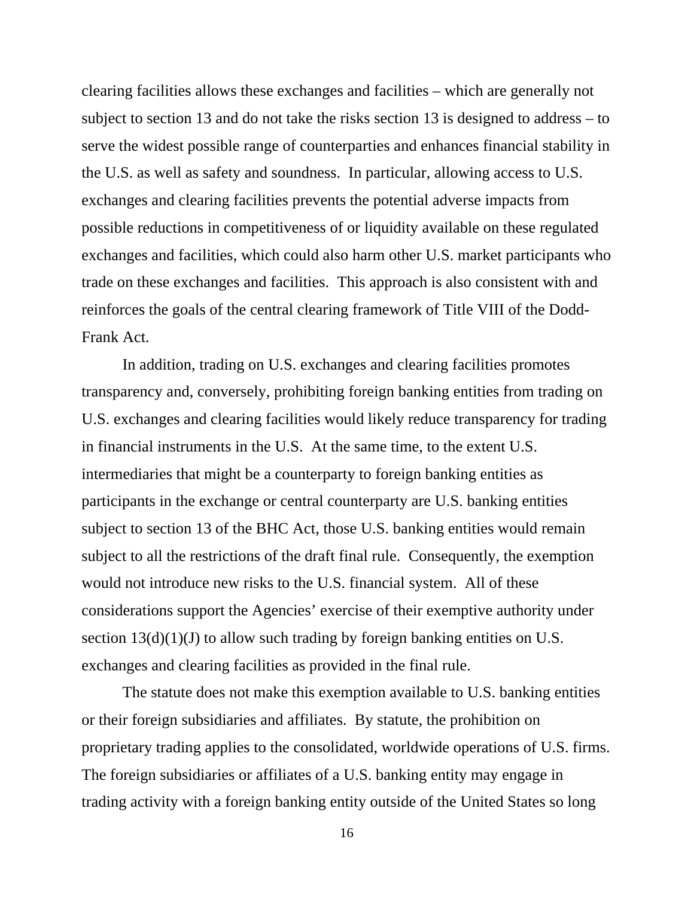clearing facilities allows these exchanges and facilities – which are generally not subject to section 13 and do not take the risks section 13 is designed to address – to serve the widest possible range of counterparties and enhances financial stability in the U.S. as well as safety and soundness. In particular, allowing access to U.S. exchanges and clearing facilities prevents the potential adverse impacts from possible reductions in competitiveness of or liquidity available on these regulated exchanges and facilities, which could also harm other U.S. market participants who trade on these exchanges and facilities. This approach is also consistent with and reinforces the goals of the central clearing framework of Title VIII of the Dodd-Frank Act.

In addition, trading on U.S. exchanges and clearing facilities promotes transparency and, conversely, prohibiting foreign banking entities from trading on U.S. exchanges and clearing facilities would likely reduce transparency for trading in financial instruments in the U.S. At the same time, to the extent U.S. intermediaries that might be a counterparty to foreign banking entities as participants in the exchange or central counterparty are U.S. banking entities subject to section 13 of the BHC Act, those U.S. banking entities would remain subject to all the restrictions of the draft final rule. Consequently, the exemption would not introduce new risks to the U.S. financial system. All of these considerations support the Agencies' exercise of their exemptive authority under section 13(d)(1)(J) to allow such trading by foreign banking entities on U.S. exchanges and clearing facilities as provided in the final rule.

The statute does not make this exemption available to U.S. banking entities or their foreign subsidiaries and affiliates. By statute, the prohibition on proprietary trading applies to the consolidated, worldwide operations of U.S. firms. The foreign subsidiaries or affiliates of a U.S. banking entity may engage in trading activity with a foreign banking entity outside of the United States so long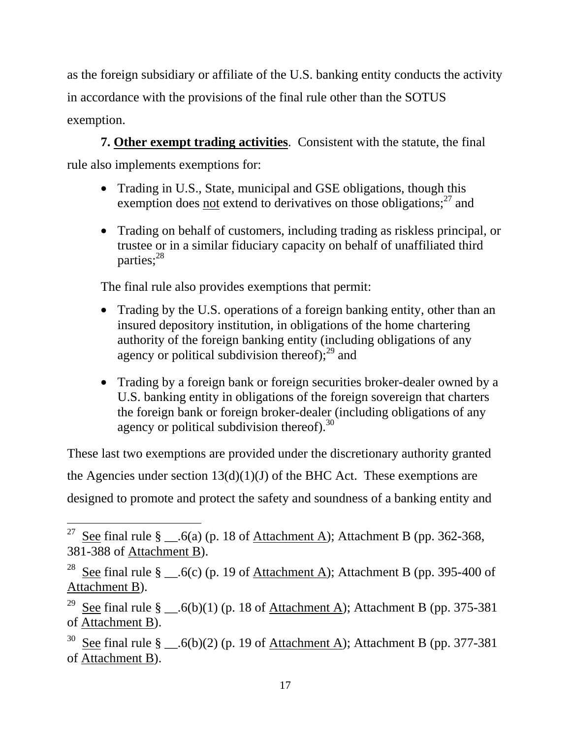as the foreign subsidiary or affiliate of the U.S. banking entity conducts the activity in accordance with the provisions of the final rule other than the SOTUS exemption.

**7. Other exempt trading activities**. Consistent with the statute, the final rule also implements exemptions for:

- Trading in U.S., State, municipal and GSE obligations, though this exemption does not extend to derivatives on those obligations;[27] and
- Trading on behalf of customers, including trading as riskless principal, or trustee or in a similar fiduciary capacity on behalf of unaffiliated third parties;[28]

The final rule also provides exemptions that permit:

- Trading by the U.S. operations of a foreign banking entity, other than an insured depository institution, in obligations of the home chartering authority of the foreign banking entity (including obligations of any agency or political subdivision thereof);[29] and
- Trading by a foreign bank or foreign securities broker-dealer owned by a U.S. banking entity in obligations of the foreign sovereign that charters the foreign bank or foreign broker-dealer (including obligations of any agency or political subdivision thereof).[30]

These last two exemptions are provided under the discretionary authority granted the Agencies under section 13(d)(1)(J) of the BHC Act. These exemptions are designed to promote and protect the safety and soundness of a banking entity and

---

[27] See final rule § __.6(a) (p. 18 of Attachment A); Attachment B (pp. 362-368, 381-388 of Attachment B).

[28] See final rule § __.6(c) (p. 19 of Attachment A); Attachment B (pp. 395-400 of Attachment B).

[29] See final rule § __.6(b)(1) (p. 18 of Attachment A); Attachment B (pp. 375-381 of Attachment B).

[30] See final rule § __.6(b)(2) (p. 19 of Attachment A); Attachment B (pp. 377-381 of Attachment B).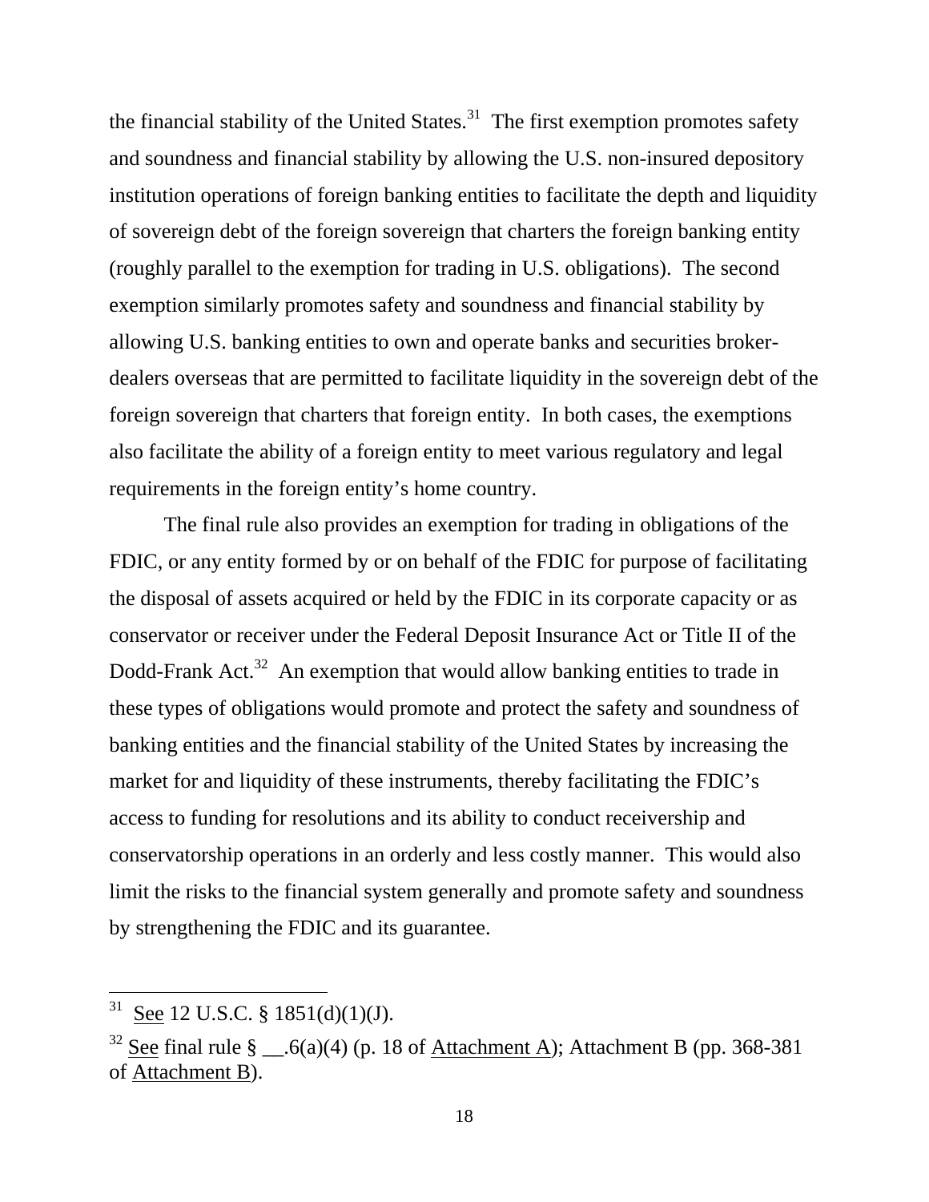the financial stability of the United States.[31] The first exemption promotes safety and soundness and financial stability by allowing the U.S. non-insured depository institution operations of foreign banking entities to facilitate the depth and liquidity of sovereign debt of the foreign sovereign that charters the foreign banking entity (roughly parallel to the exemption for trading in U.S. obligations). The second exemption similarly promotes safety and soundness and financial stability by allowing U.S. banking entities to own and operate banks and securities broker-dealers overseas that are permitted to facilitate liquidity in the sovereign debt of the foreign sovereign that charters that foreign entity. In both cases, the exemptions also facilitate the ability of a foreign entity to meet various regulatory and legal requirements in the foreign entity's home country.

The final rule also provides an exemption for trading in obligations of the FDIC, or any entity formed by or on behalf of the FDIC for purpose of facilitating the disposal of assets acquired or held by the FDIC in its corporate capacity or as conservator or receiver under the Federal Deposit Insurance Act or Title II of the Dodd-Frank Act.[32] An exemption that would allow banking entities to trade in these types of obligations would promote and protect the safety and soundness of banking entities and the financial stability of the United States by increasing the market for and liquidity of these instruments, thereby facilitating the FDIC's access to funding for resolutions and its ability to conduct receivership and conservatorship operations in an orderly and less costly manner. This would also limit the risks to the financial system generally and promote safety and soundness by strengthening the FDIC and its guarantee.

---

[31] See 12 U.S.C. § 1851(d)(1)(J).

[32] See final rule § __.6(a)(4) (p. 18 of Attachment A); Attachment B (pp. 368-381 of Attachment B).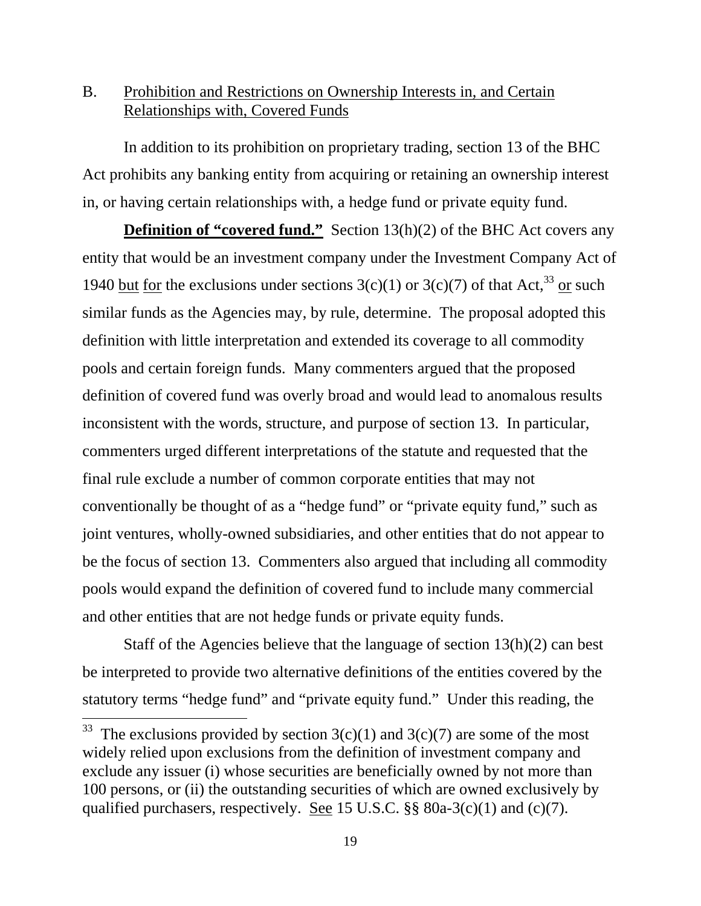## B. Prohibition and Restrictions on Ownership Interests in, and Certain Relationships with, Covered Funds

In addition to its prohibition on proprietary trading, section 13 of the BHC Act prohibits any banking entity from acquiring or retaining an ownership interest in, or having certain relationships with, a hedge fund or private equity fund.

**Definition of "covered fund."** Section 13(h)(2) of the BHC Act covers any entity that would be an investment company under the Investment Company Act of 1940 but for the exclusions under sections 3(c)(1) or 3(c)(7) of that Act,[33] or such similar funds as the Agencies may, by rule, determine. The proposal adopted this definition with little interpretation and extended its coverage to all commodity pools and certain foreign funds. Many commenters argued that the proposed definition of covered fund was overly broad and would lead to anomalous results inconsistent with the words, structure, and purpose of section 13. In particular, commenters urged different interpretations of the statute and requested that the final rule exclude a number of common corporate entities that may not conventionally be thought of as a "hedge fund" or "private equity fund," such as joint ventures, wholly-owned subsidiaries, and other entities that do not appear to be the focus of section 13. Commenters also argued that including all commodity pools would expand the definition of covered fund to include many commercial and other entities that are not hedge funds or private equity funds.

Staff of the Agencies believe that the language of section 13(h)(2) can best be interpreted to provide two alternative definitions of the entities covered by the statutory terms "hedge fund" and "private equity fund." Under this reading, the

---

[33] The exclusions provided by section 3(c)(1) and 3(c)(7) are some of the most widely relied upon exclusions from the definition of investment company and exclude any issuer (i) whose securities are beneficially owned by not more than 100 persons, or (ii) the outstanding securities of which are owned exclusively by qualified purchasers, respectively. See 15 U.S.C. §§ 80a-3(c)(1) and (c)(7).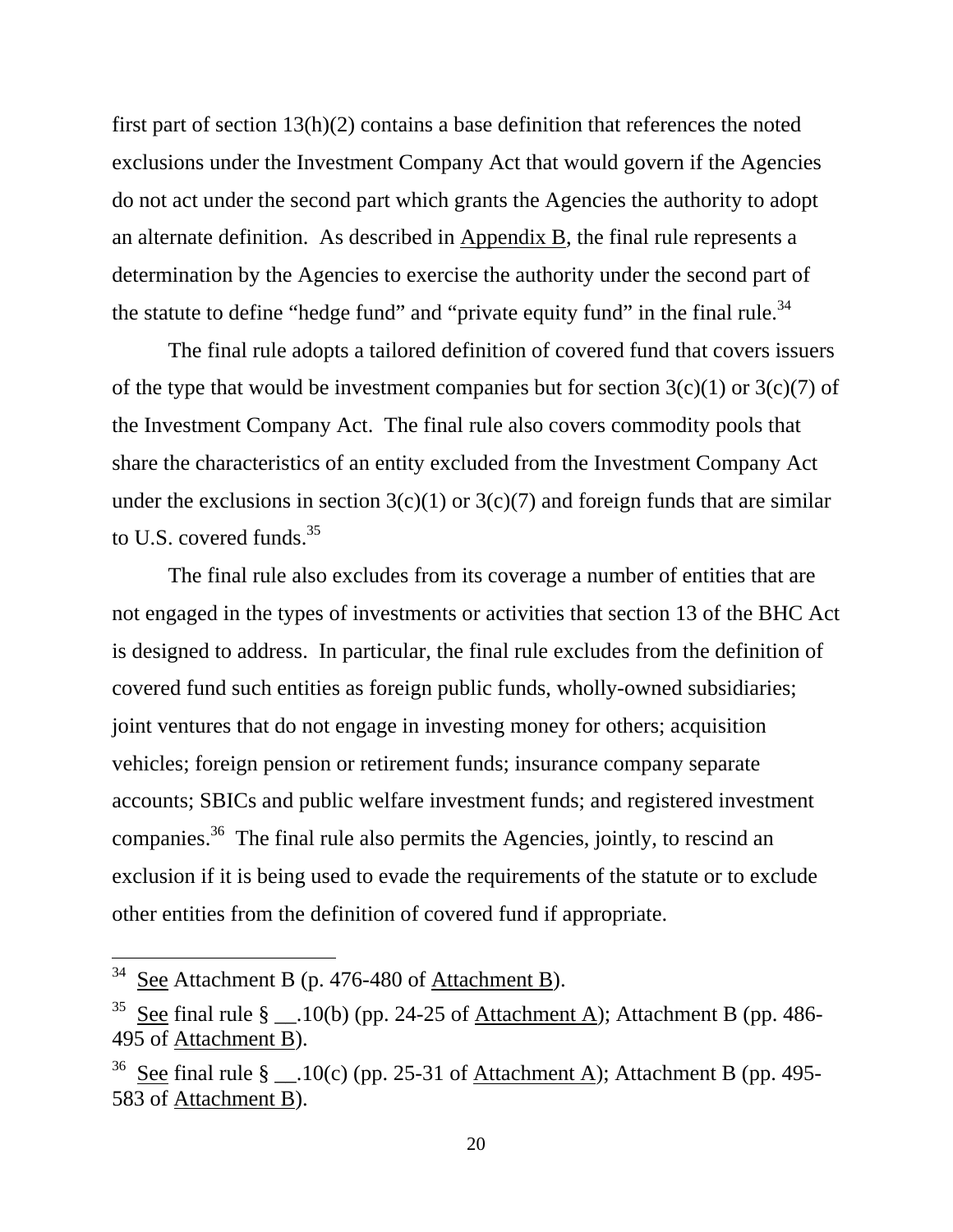first part of section 13(h)(2) contains a base definition that references the noted exclusions under the Investment Company Act that would govern if the Agencies do not act under the second part which grants the Agencies the authority to adopt an alternate definition. As described in Appendix B, the final rule represents a determination by the Agencies to exercise the authority under the second part of the statute to define "hedge fund" and "private equity fund" in the final rule.[34]

The final rule adopts a tailored definition of covered fund that covers issuers of the type that would be investment companies but for section 3(c)(1) or 3(c)(7) of the Investment Company Act. The final rule also covers commodity pools that share the characteristics of an entity excluded from the Investment Company Act under the exclusions in section 3(c)(1) or 3(c)(7) and foreign funds that are similar to U.S. covered funds.[35]

The final rule also excludes from its coverage a number of entities that are not engaged in the types of investments or activities that section 13 of the BHC Act is designed to address. In particular, the final rule excludes from the definition of covered fund such entities as foreign public funds, wholly-owned subsidiaries; joint ventures that do not engage in investing money for others; acquisition vehicles; foreign pension or retirement funds; insurance company separate accounts; SBICs and public welfare investment funds; and registered investment companies.[36] The final rule also permits the Agencies, jointly, to rescind an exclusion if it is being used to evade the requirements of the statute or to exclude other entities from the definition of covered fund if appropriate.

---

[34] See Attachment B (p. 476-480 of Attachment B).

[35] See final rule § __.10(b) (pp. 24-25 of Attachment A); Attachment B (pp. 486-495 of Attachment B).

[36] See final rule § __.10(c) (pp. 25-31 of Attachment A); Attachment B (pp. 495-583 of Attachment B).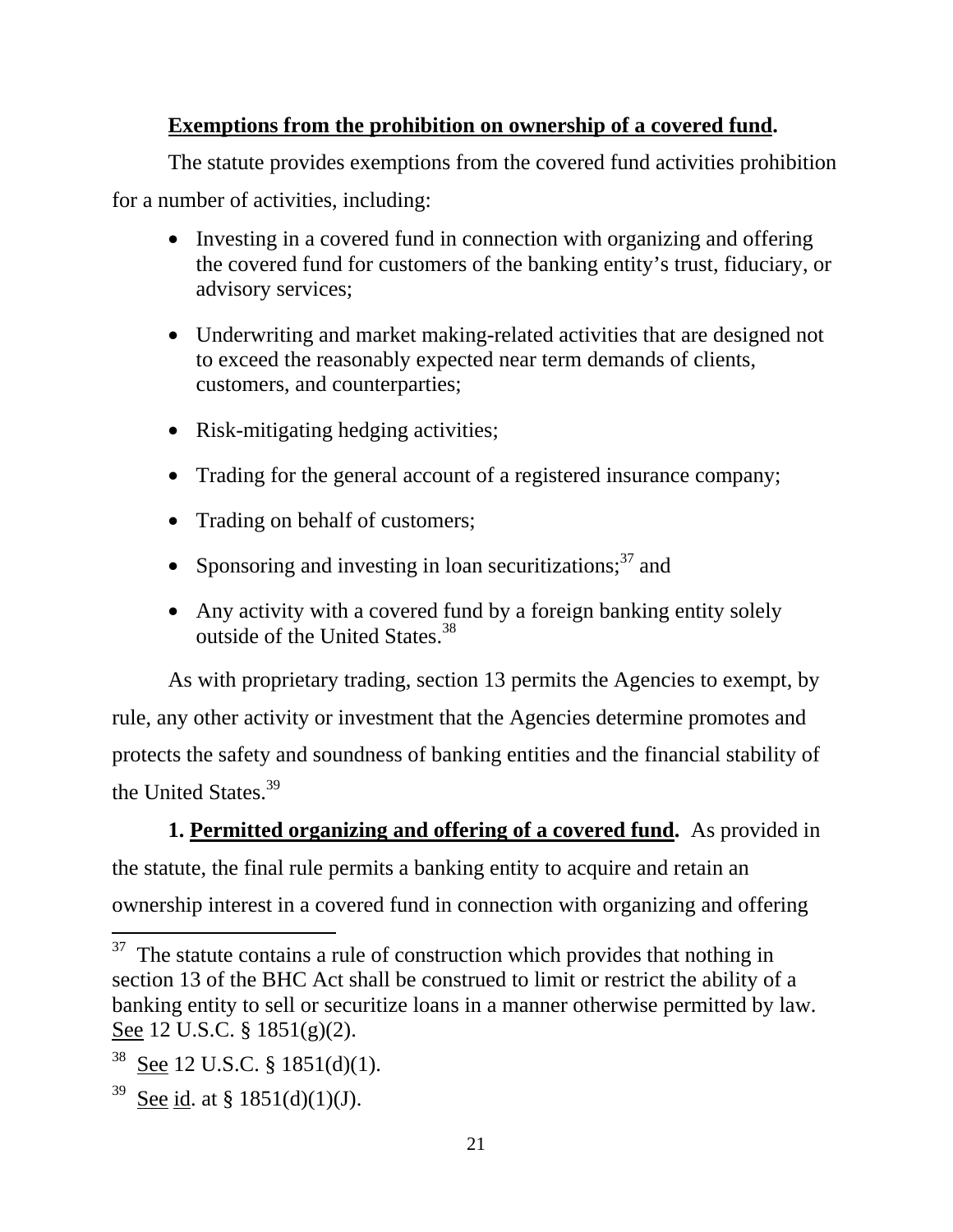**Exemptions from the prohibition on ownership of a covered fund.**

The statute provides exemptions from the covered fund activities prohibition for a number of activities, including:

- Investing in a covered fund in connection with organizing and offering the covered fund for customers of the banking entity's trust, fiduciary, or advisory services;
- Underwriting and market making-related activities that are designed not to exceed the reasonably expected near term demands of clients, customers, and counterparties;
- Risk-mitigating hedging activities;
- Trading for the general account of a registered insurance company;
- Trading on behalf of customers;
- Sponsoring and investing in loan securitizations;[37] and
- Any activity with a covered fund by a foreign banking entity solely outside of the United States.[38]

As with proprietary trading, section 13 permits the Agencies to exempt, by rule, any other activity or investment that the Agencies determine promotes and protects the safety and soundness of banking entities and the financial stability of the United States.[39]

**1. Permitted organizing and offering of a covered fund.** As provided in the statute, the final rule permits a banking entity to acquire and retain an ownership interest in a covered fund in connection with organizing and offering

---

[37] The statute contains a rule of construction which provides that nothing in section 13 of the BHC Act shall be construed to limit or restrict the ability of a banking entity to sell or securitize loans in a manner otherwise permitted by law. See 12 U.S.C. § 1851(g)(2).

[38] See 12 U.S.C. § 1851(d)(1).

[39] See id. at § 1851(d)(1)(J).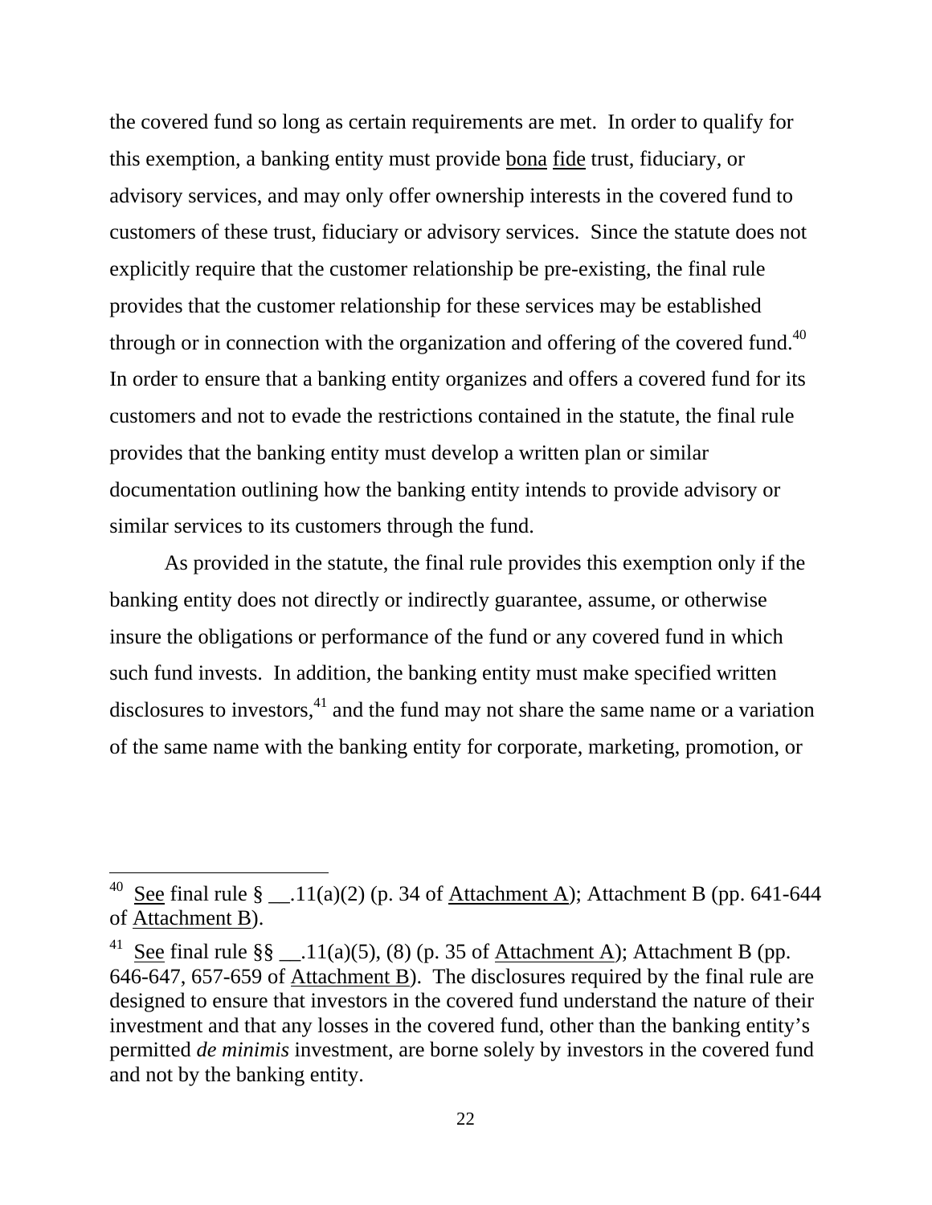the covered fund so long as certain requirements are met. In order to qualify for this exemption, a banking entity must provide bona fide trust, fiduciary, or advisory services, and may only offer ownership interests in the covered fund to customers of these trust, fiduciary or advisory services. Since the statute does not explicitly require that the customer relationship be pre-existing, the final rule provides that the customer relationship for these services may be established through or in connection with the organization and offering of the covered fund.[40] In order to ensure that a banking entity organizes and offers a covered fund for its customers and not to evade the restrictions contained in the statute, the final rule provides that the banking entity must develop a written plan or similar documentation outlining how the banking entity intends to provide advisory or similar services to its customers through the fund.

As provided in the statute, the final rule provides this exemption only if the banking entity does not directly or indirectly guarantee, assume, or otherwise insure the obligations or performance of the fund or any covered fund in which such fund invests. In addition, the banking entity must make specified written disclosures to investors,[41] and the fund may not share the same name or a variation of the same name with the banking entity for corporate, marketing, promotion, or

---

[40] See final rule § __.11(a)(2) (p. 34 of Attachment A); Attachment B (pp. 641-644 of Attachment B).

[41] See final rule §§ __.11(a)(5), (8) (p. 35 of Attachment A); Attachment B (pp. 646-647, 657-659 of Attachment B). The disclosures required by the final rule are designed to ensure that investors in the covered fund understand the nature of their investment and that any losses in the covered fund, other than the banking entity's permitted *de minimis* investment, are borne solely by investors in the covered fund and not by the banking entity.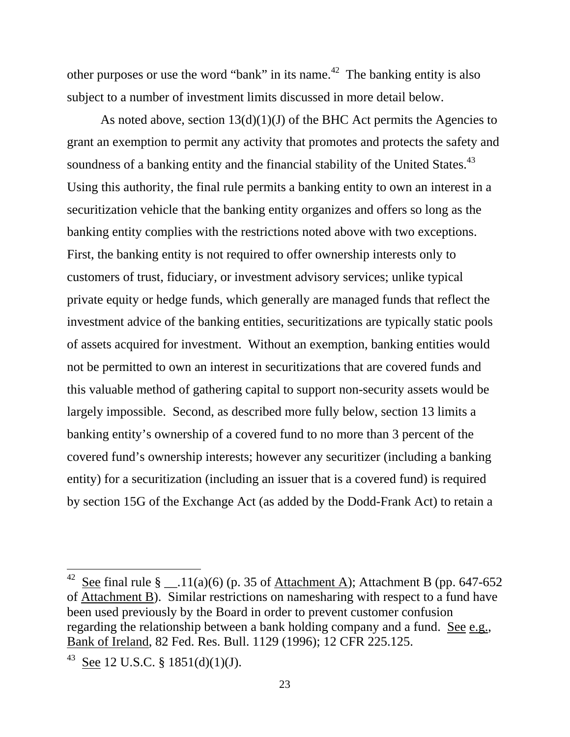other purposes or use the word "bank" in its name.[42] The banking entity is also subject to a number of investment limits discussed in more detail below.

As noted above, section 13(d)(1)(J) of the BHC Act permits the Agencies to grant an exemption to permit any activity that promotes and protects the safety and soundness of a banking entity and the financial stability of the United States.[43] Using this authority, the final rule permits a banking entity to own an interest in a securitization vehicle that the banking entity organizes and offers so long as the banking entity complies with the restrictions noted above with two exceptions. First, the banking entity is not required to offer ownership interests only to customers of trust, fiduciary, or investment advisory services; unlike typical private equity or hedge funds, which generally are managed funds that reflect the investment advice of the banking entities, securitizations are typically static pools of assets acquired for investment. Without an exemption, banking entities would not be permitted to own an interest in securitizations that are covered funds and this valuable method of gathering capital to support non-security assets would be largely impossible. Second, as described more fully below, section 13 limits a banking entity's ownership of a covered fund to no more than 3 percent of the covered fund's ownership interests; however any securitizer (including a banking entity) for a securitization (including an issuer that is a covered fund) is required by section 15G of the Exchange Act (as added by the Dodd-Frank Act) to retain a

---

[42] See final rule § __.11(a)(6) (p. 35 of Attachment A); Attachment B (pp. 647-652 of Attachment B). Similar restrictions on namesharing with respect to a fund have been used previously by the Board in order to prevent customer confusion regarding the relationship between a bank holding company and a fund. See e.g., Bank of Ireland, 82 Fed. Res. Bull. 1129 (1996); 12 CFR 225.125.

[43] See 12 U.S.C. § 1851(d)(1)(J).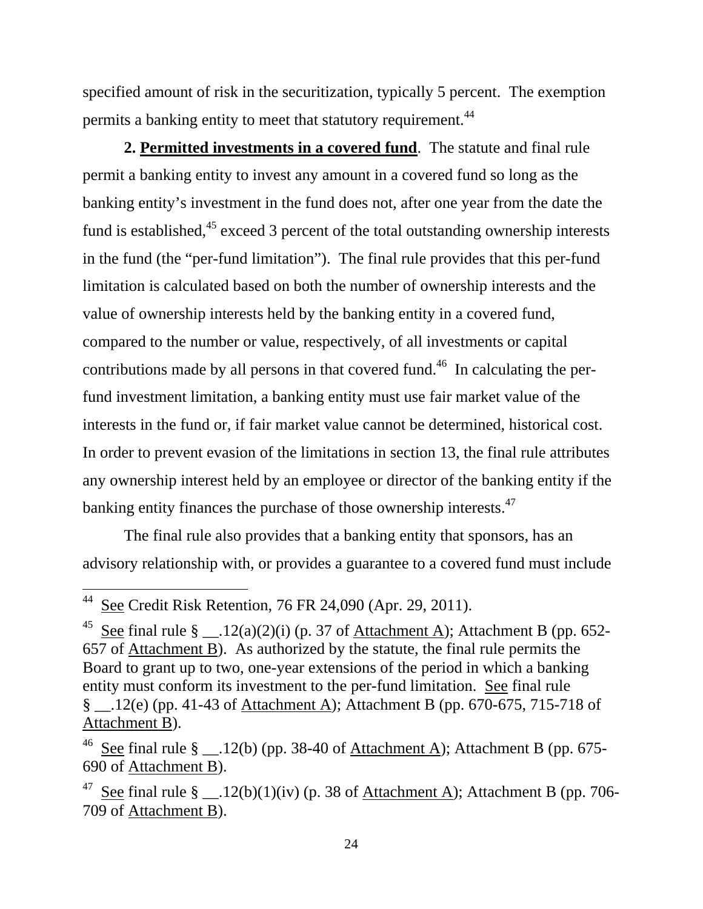specified amount of risk in the securitization, typically 5 percent. The exemption permits a banking entity to meet that statutory requirement.[44]

**2. Permitted investments in a covered fund**. The statute and final rule permit a banking entity to invest any amount in a covered fund so long as the banking entity's investment in the fund does not, after one year from the date the fund is established,[45] exceed 3 percent of the total outstanding ownership interests in the fund (the "per-fund limitation"). The final rule provides that this per-fund limitation is calculated based on both the number of ownership interests and the value of ownership interests held by the banking entity in a covered fund, compared to the number or value, respectively, of all investments or capital contributions made by all persons in that covered fund.[46] In calculating the per-fund investment limitation, a banking entity must use fair market value of the interests in the fund or, if fair market value cannot be determined, historical cost. In order to prevent evasion of the limitations in section 13, the final rule attributes any ownership interest held by an employee or director of the banking entity if the banking entity finances the purchase of those ownership interests.[47]

The final rule also provides that a banking entity that sponsors, has an advisory relationship with, or provides a guarantee to a covered fund must include

---

[44] See Credit Risk Retention, 76 FR 24,090 (Apr. 29, 2011).

[45] See final rule § __.12(a)(2)(i) (p. 37 of Attachment A); Attachment B (pp. 652-657 of Attachment B). As authorized by the statute, the final rule permits the Board to grant up to two, one-year extensions of the period in which a banking entity must conform its investment to the per-fund limitation. See final rule § __.12(e) (pp. 41-43 of Attachment A); Attachment B (pp. 670-675, 715-718 of Attachment B).

[46] See final rule § __.12(b) (pp. 38-40 of Attachment A); Attachment B (pp. 675-690 of Attachment B).

[47] See final rule § __.12(b)(1)(iv) (p. 38 of Attachment A); Attachment B (pp. 706-709 of Attachment B).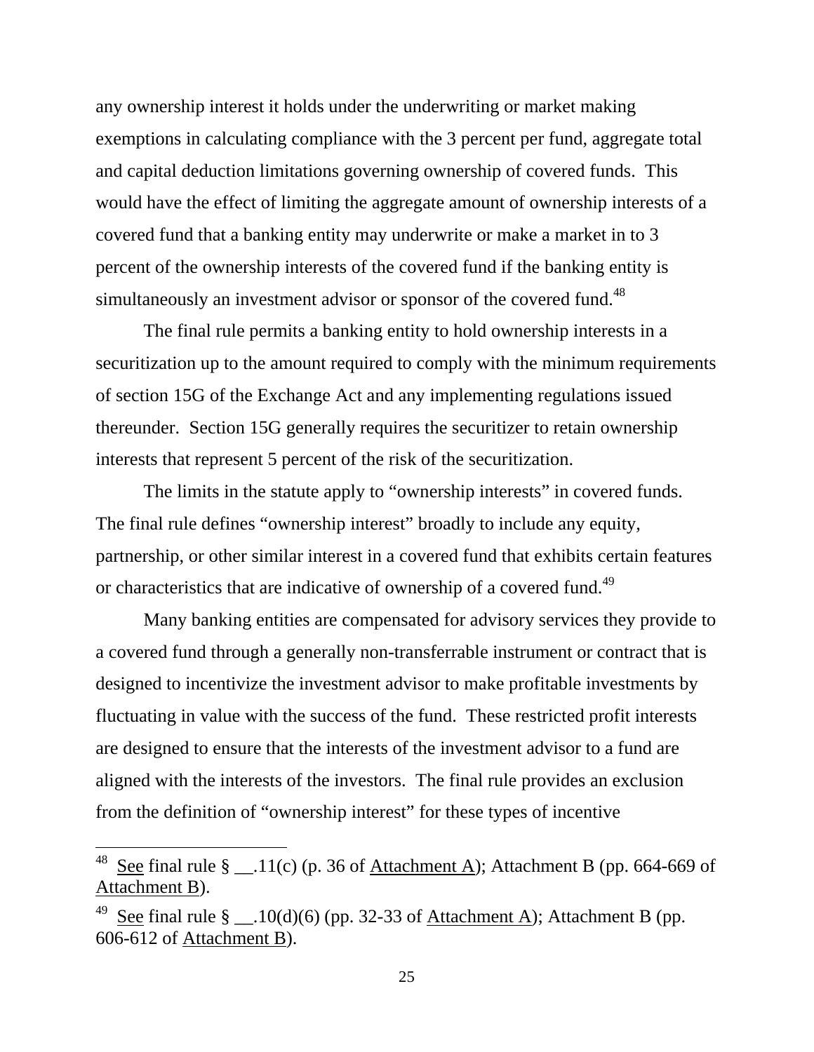any ownership interest it holds under the underwriting or market making exemptions in calculating compliance with the 3 percent per fund, aggregate total and capital deduction limitations governing ownership of covered funds. This would have the effect of limiting the aggregate amount of ownership interests of a covered fund that a banking entity may underwrite or make a market in to 3 percent of the ownership interests of the covered fund if the banking entity is simultaneously an investment advisor or sponsor of the covered fund.[48]

The final rule permits a banking entity to hold ownership interests in a securitization up to the amount required to comply with the minimum requirements of section 15G of the Exchange Act and any implementing regulations issued thereunder. Section 15G generally requires the securitizer to retain ownership interests that represent 5 percent of the risk of the securitization.

The limits in the statute apply to "ownership interests" in covered funds. The final rule defines "ownership interest" broadly to include any equity, partnership, or other similar interest in a covered fund that exhibits certain features or characteristics that are indicative of ownership of a covered fund.[49]

Many banking entities are compensated for advisory services they provide to a covered fund through a generally non-transferrable instrument or contract that is designed to incentivize the investment advisor to make profitable investments by fluctuating in value with the success of the fund. These restricted profit interests are designed to ensure that the interests of the investment advisor to a fund are aligned with the interests of the investors. The final rule provides an exclusion from the definition of "ownership interest" for these types of incentive

---

[48] See final rule § __.11(c) (p. 36 of Attachment A); Attachment B (pp. 664-669 of Attachment B).

[49] See final rule § __.10(d)(6) (pp. 32-33 of Attachment A); Attachment B (pp. 606-612 of Attachment B).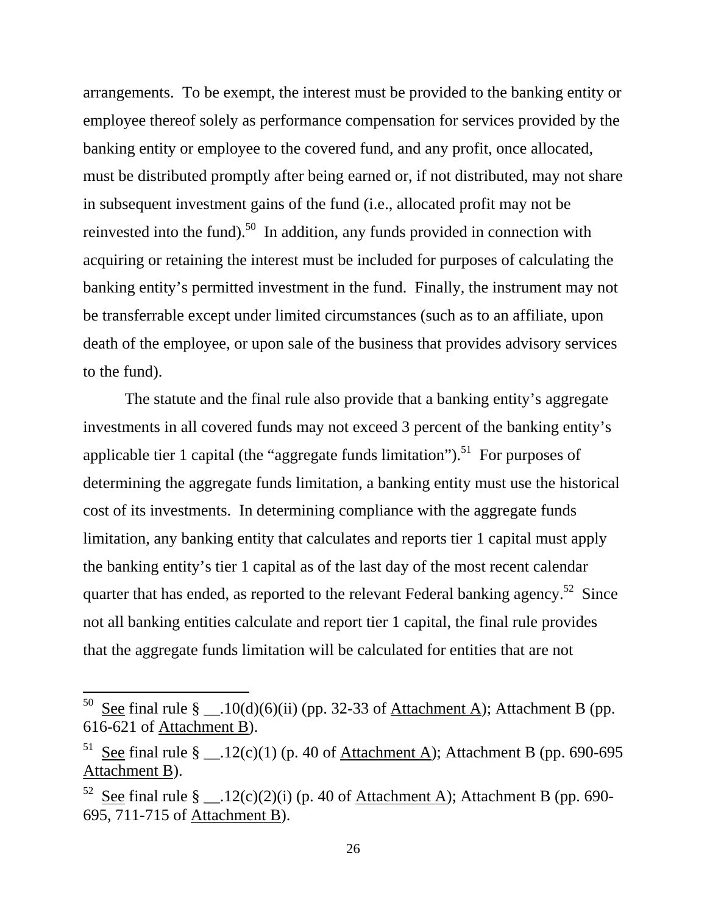arrangements. To be exempt, the interest must be provided to the banking entity or employee thereof solely as performance compensation for services provided by the banking entity or employee to the covered fund, and any profit, once allocated, must be distributed promptly after being earned or, if not distributed, may not share in subsequent investment gains of the fund (i.e., allocated profit may not be reinvested into the fund).[50] In addition, any funds provided in connection with acquiring or retaining the interest must be included for purposes of calculating the banking entity's permitted investment in the fund. Finally, the instrument may not be transferrable except under limited circumstances (such as to an affiliate, upon death of the employee, or upon sale of the business that provides advisory services to the fund).

The statute and the final rule also provide that a banking entity's aggregate investments in all covered funds may not exceed 3 percent of the banking entity's applicable tier 1 capital (the "aggregate funds limitation").[51] For purposes of determining the aggregate funds limitation, a banking entity must use the historical cost of its investments. In determining compliance with the aggregate funds limitation, any banking entity that calculates and reports tier 1 capital must apply the banking entity's tier 1 capital as of the last day of the most recent calendar quarter that has ended, as reported to the relevant Federal banking agency.[52] Since not all banking entities calculate and report tier 1 capital, the final rule provides that the aggregate funds limitation will be calculated for entities that are not

---

[50] See final rule § __.10(d)(6)(ii) (pp. 32-33 of Attachment A); Attachment B (pp. 616-621 of Attachment B).

[51] See final rule § __.12(c)(1) (p. 40 of Attachment A); Attachment B (pp. 690-695 Attachment B).

[52] See final rule § __.12(c)(2)(i) (p. 40 of Attachment A); Attachment B (pp. 690-695, 711-715 of Attachment B).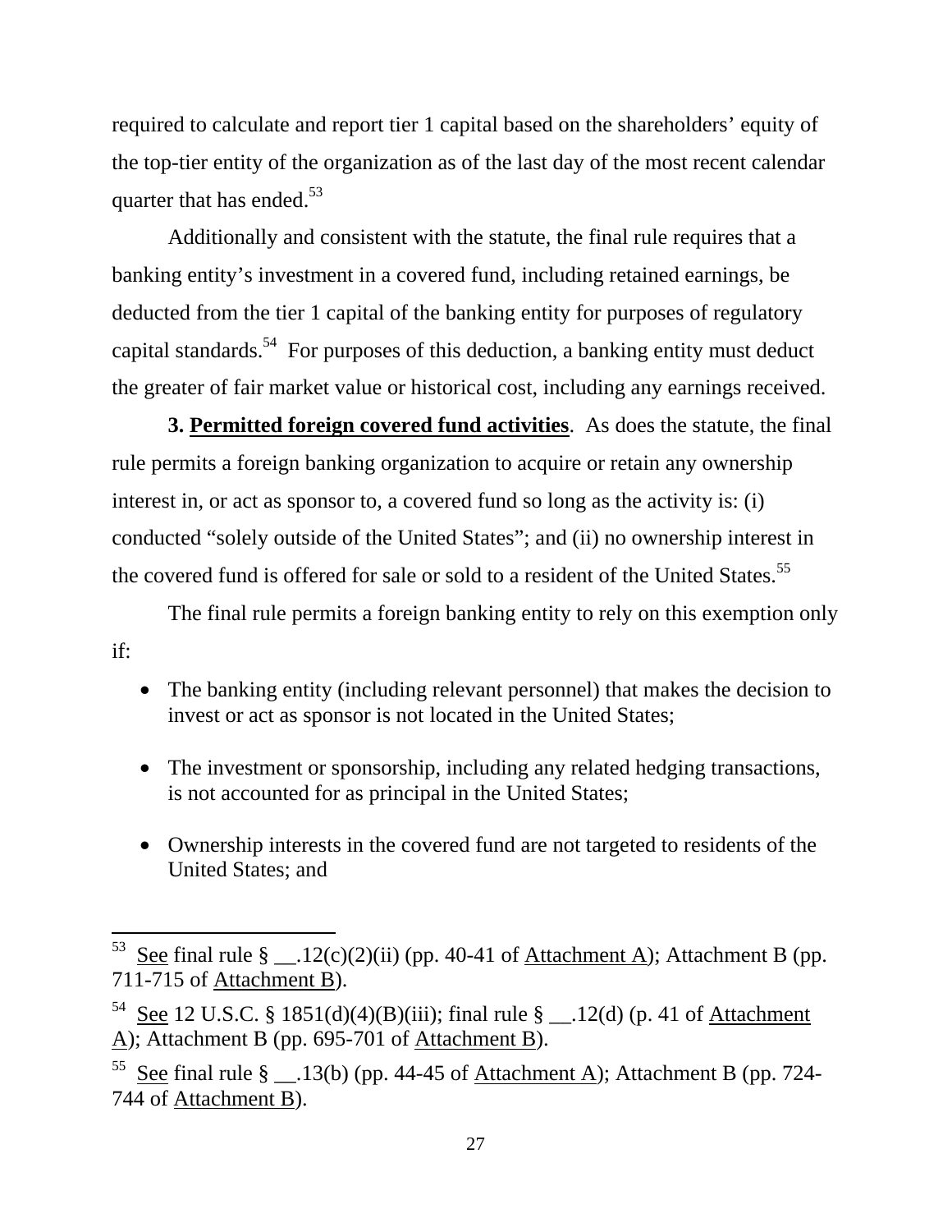required to calculate and report tier 1 capital based on the shareholders' equity of the top-tier entity of the organization as of the last day of the most recent calendar quarter that has ended.[53]

Additionally and consistent with the statute, the final rule requires that a banking entity's investment in a covered fund, including retained earnings, be deducted from the tier 1 capital of the banking entity for purposes of regulatory capital standards.[54] For purposes of this deduction, a banking entity must deduct the greater of fair market value or historical cost, including any earnings received.

**3. Permitted foreign covered fund activities**. As does the statute, the final rule permits a foreign banking organization to acquire or retain any ownership interest in, or act as sponsor to, a covered fund so long as the activity is: (i) conducted "solely outside of the United States"; and (ii) no ownership interest in the covered fund is offered for sale or sold to a resident of the United States.[55]

The final rule permits a foreign banking entity to rely on this exemption only if:

- The banking entity (including relevant personnel) that makes the decision to invest or act as sponsor is not located in the United States;
- The investment or sponsorship, including any related hedging transactions, is not accounted for as principal in the United States;
- Ownership interests in the covered fund are not targeted to residents of the United States; and

---

[53] See final rule § __.12(c)(2)(ii) (pp. 40-41 of Attachment A); Attachment B (pp. 711-715 of Attachment B).

[54] See 12 U.S.C. § 1851(d)(4)(B)(iii); final rule § __.12(d) (p. 41 of Attachment A); Attachment B (pp. 695-701 of Attachment B).

[55] See final rule § __.13(b) (pp. 44-45 of Attachment A); Attachment B (pp. 724-744 of Attachment B).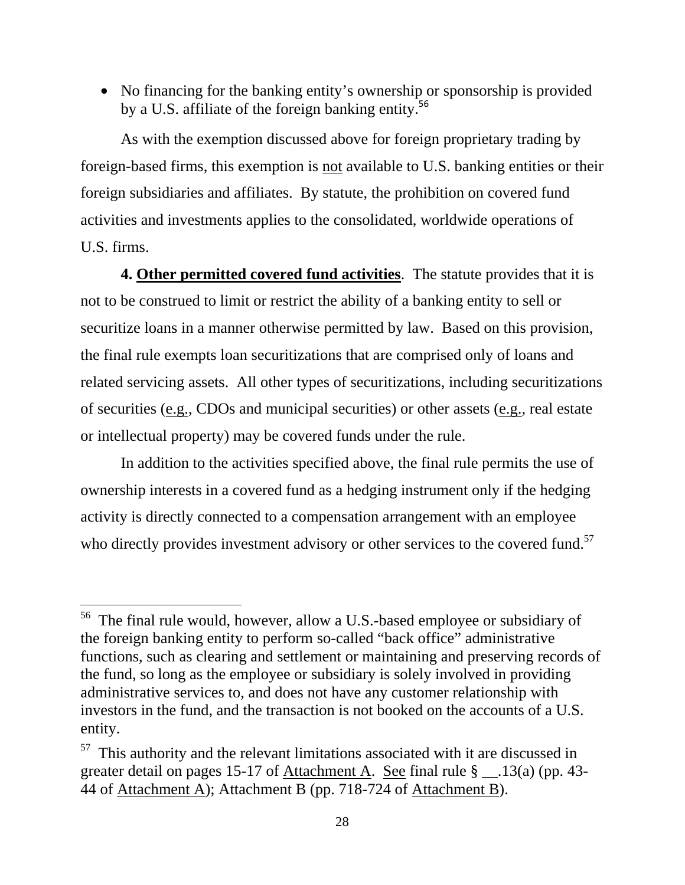- No financing for the banking entity's ownership or sponsorship is provided by a U.S. affiliate of the foreign banking entity.[56]

As with the exemption discussed above for foreign proprietary trading by foreign-based firms, this exemption is not available to U.S. banking entities or their foreign subsidiaries and affiliates. By statute, the prohibition on covered fund activities and investments applies to the consolidated, worldwide operations of U.S. firms.

**4. Other permitted covered fund activities**. The statute provides that it is not to be construed to limit or restrict the ability of a banking entity to sell or securitize loans in a manner otherwise permitted by law. Based on this provision, the final rule exempts loan securitizations that are comprised only of loans and related servicing assets. All other types of securitizations, including securitizations of securities (e.g., CDOs and municipal securities) or other assets (e.g., real estate or intellectual property) may be covered funds under the rule.

In addition to the activities specified above, the final rule permits the use of ownership interests in a covered fund as a hedging instrument only if the hedging activity is directly connected to a compensation arrangement with an employee who directly provides investment advisory or other services to the covered fund.[57]

---

[56] The final rule would, however, allow a U.S.-based employee or subsidiary of the foreign banking entity to perform so-called "back office" administrative functions, such as clearing and settlement or maintaining and preserving records of the fund, so long as the employee or subsidiary is solely involved in providing administrative services to, and does not have any customer relationship with investors in the fund, and the transaction is not booked on the accounts of a U.S. entity.

[57] This authority and the relevant limitations associated with it are discussed in greater detail on pages 15-17 of Attachment A. See final rule § __.13(a) (pp. 43-44 of Attachment A); Attachment B (pp. 718-724 of Attachment B).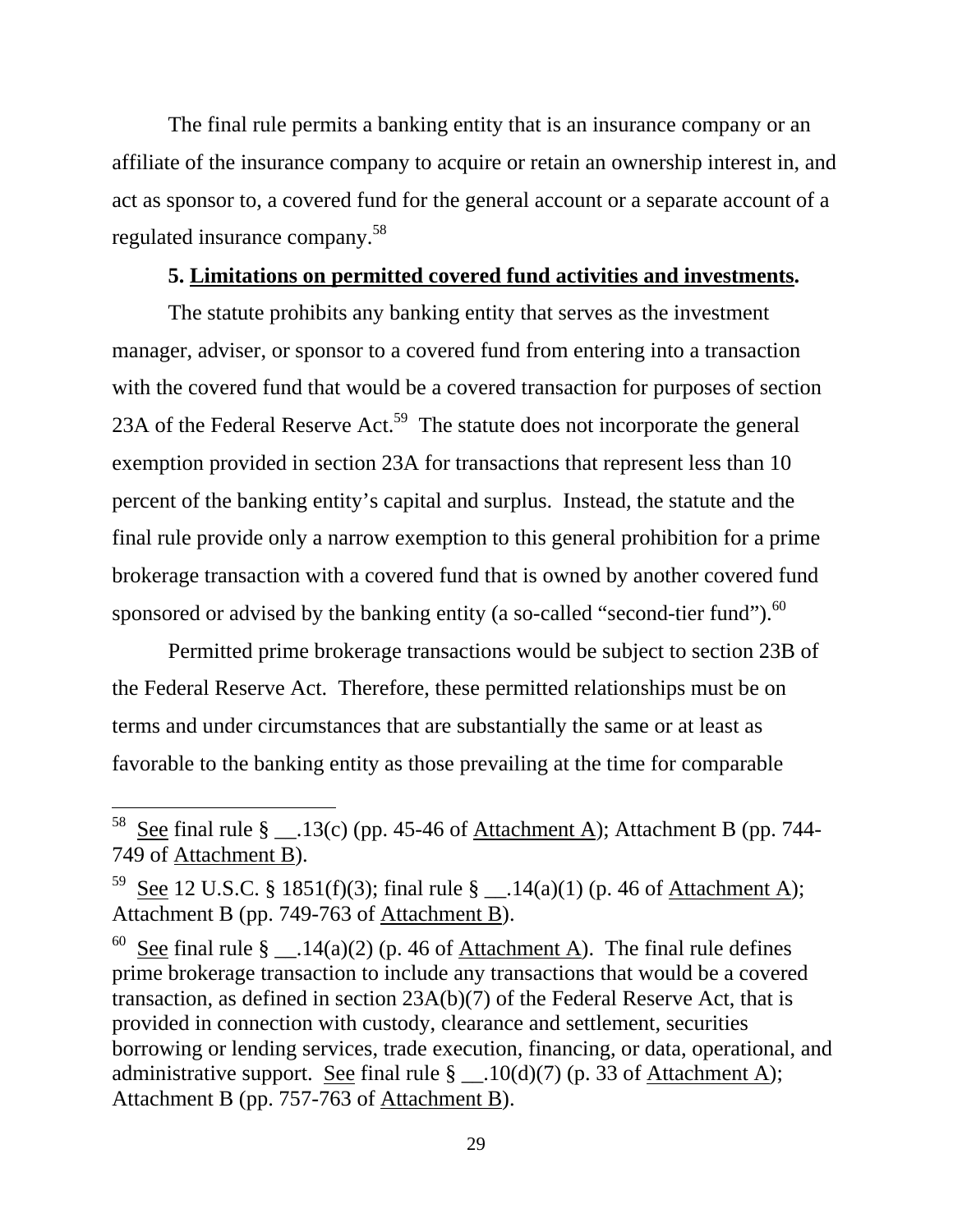The final rule permits a banking entity that is an insurance company or an affiliate of the insurance company to acquire or retain an ownership interest in, and act as sponsor to, a covered fund for the general account or a separate account of a regulated insurance company.[58]

**5. Limitations on permitted covered fund activities and investments.**

The statute prohibits any banking entity that serves as the investment manager, adviser, or sponsor to a covered fund from entering into a transaction with the covered fund that would be a covered transaction for purposes of section 23A of the Federal Reserve Act.[59] The statute does not incorporate the general exemption provided in section 23A for transactions that represent less than 10 percent of the banking entity's capital and surplus. Instead, the statute and the final rule provide only a narrow exemption to this general prohibition for a prime brokerage transaction with a covered fund that is owned by another covered fund sponsored or advised by the banking entity (a so-called "second-tier fund").[60]

Permitted prime brokerage transactions would be subject to section 23B of the Federal Reserve Act. Therefore, these permitted relationships must be on terms and under circumstances that are substantially the same or at least as favorable to the banking entity as those prevailing at the time for comparable

---

[58] See final rule § __.13(c) (pp. 45-46 of Attachment A); Attachment B (pp. 744-749 of Attachment B).

[59] See 12 U.S.C. § 1851(f)(3); final rule § __.14(a)(1) (p. 46 of Attachment A); Attachment B (pp. 749-763 of Attachment B).

[60] See final rule § __.14(a)(2) (p. 46 of Attachment A). The final rule defines prime brokerage transaction to include any transactions that would be a covered transaction, as defined in section 23A(b)(7) of the Federal Reserve Act, that is provided in connection with custody, clearance and settlement, securities borrowing or lending services, trade execution, financing, or data, operational, and administrative support. See final rule § __.10(d)(7) (p. 33 of Attachment A); Attachment B (pp. 757-763 of Attachment B).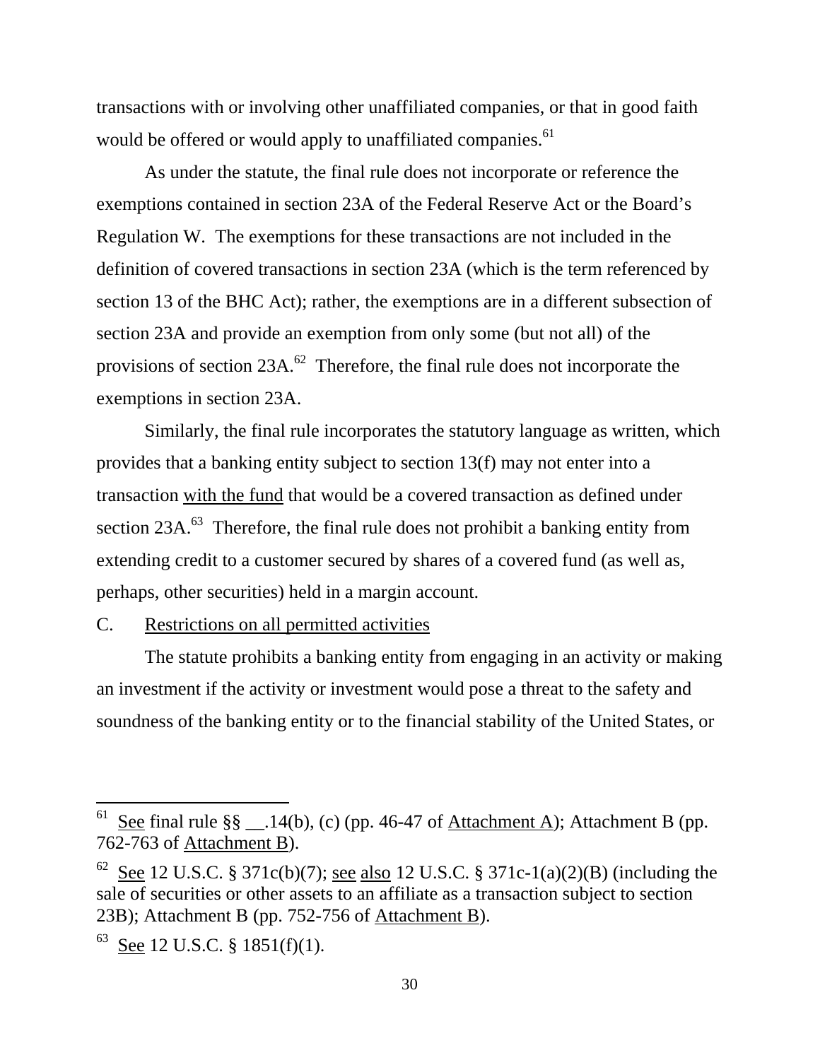transactions with or involving other unaffiliated companies, or that in good faith would be offered or would apply to unaffiliated companies.[61]

As under the statute, the final rule does not incorporate or reference the exemptions contained in section 23A of the Federal Reserve Act or the Board's Regulation W. The exemptions for these transactions are not included in the definition of covered transactions in section 23A (which is the term referenced by section 13 of the BHC Act); rather, the exemptions are in a different subsection of section 23A and provide an exemption from only some (but not all) of the provisions of section 23A.[62] Therefore, the final rule does not incorporate the exemptions in section 23A.

Similarly, the final rule incorporates the statutory language as written, which provides that a banking entity subject to section 13(f) may not enter into a transaction with the fund that would be a covered transaction as defined under section 23A.[63] Therefore, the final rule does not prohibit a banking entity from extending credit to a customer secured by shares of a covered fund (as well as, perhaps, other securities) held in a margin account.

C. Restrictions on all permitted activities

The statute prohibits a banking entity from engaging in an activity or making an investment if the activity or investment would pose a threat to the safety and soundness of the banking entity or to the financial stability of the United States, or

---

[61] See final rule §§ __.14(b), (c) (pp. 46-47 of Attachment A); Attachment B (pp. 762-763 of Attachment B).

[62] See 12 U.S.C. § 371c(b)(7); see also 12 U.S.C. § 371c-1(a)(2)(B) (including the sale of securities or other assets to an affiliate as a transaction subject to section 23B); Attachment B (pp. 752-756 of Attachment B).

[63] See 12 U.S.C. § 1851(f)(1).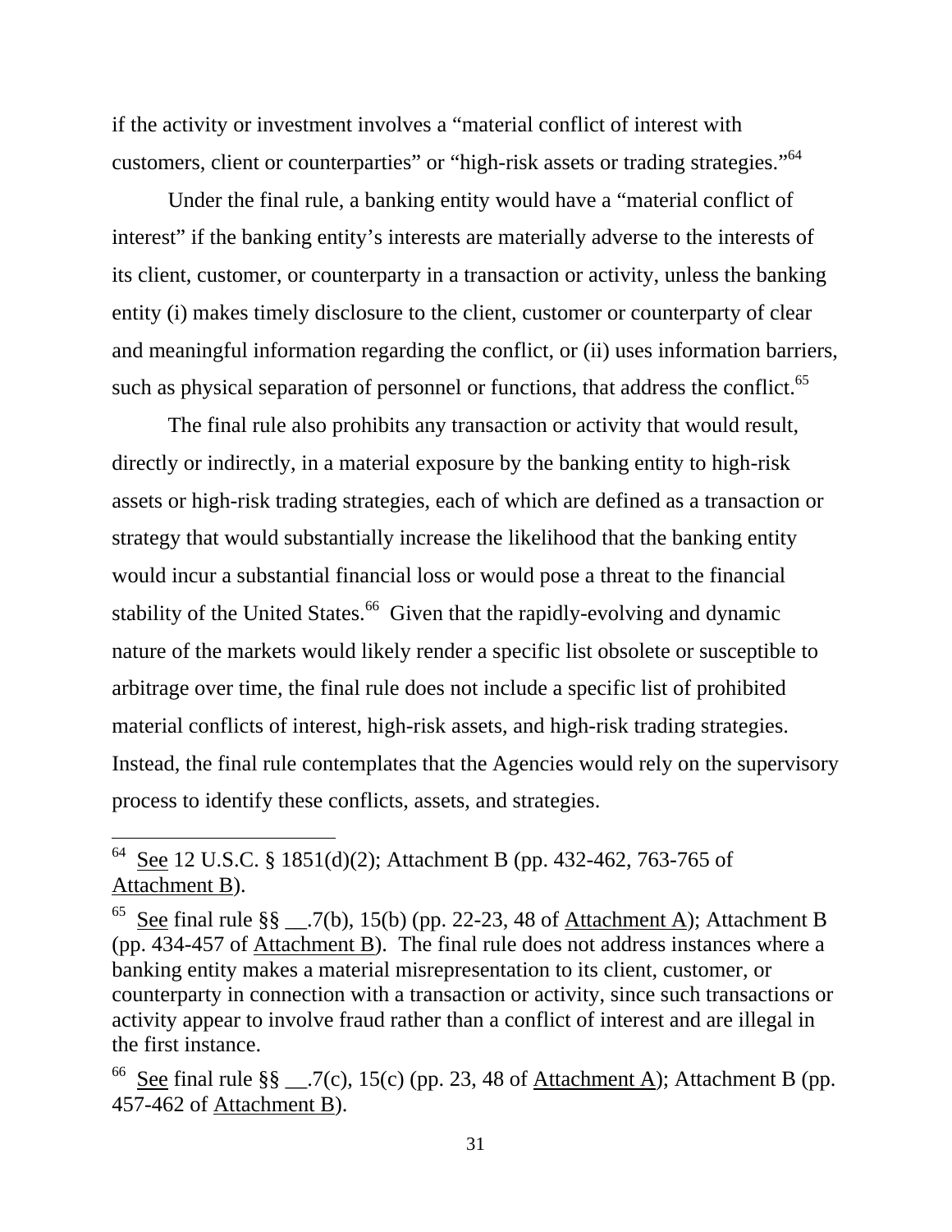if the activity or investment involves a "material conflict of interest with customers, client or counterparties" or "high-risk assets or trading strategies."[64]

Under the final rule, a banking entity would have a "material conflict of interest" if the banking entity's interests are materially adverse to the interests of its client, customer, or counterparty in a transaction or activity, unless the banking entity (i) makes timely disclosure to the client, customer or counterparty of clear and meaningful information regarding the conflict, or (ii) uses information barriers, such as physical separation of personnel or functions, that address the conflict.[65]

The final rule also prohibits any transaction or activity that would result, directly or indirectly, in a material exposure by the banking entity to high-risk assets or high-risk trading strategies, each of which are defined as a transaction or strategy that would substantially increase the likelihood that the banking entity would incur a substantial financial loss or would pose a threat to the financial stability of the United States.[66] Given that the rapidly-evolving and dynamic nature of the markets would likely render a specific list obsolete or susceptible to arbitrage over time, the final rule does not include a specific list of prohibited material conflicts of interest, high-risk assets, and high-risk trading strategies. Instead, the final rule contemplates that the Agencies would rely on the supervisory process to identify these conflicts, assets, and strategies.

---

[64] See 12 U.S.C. § 1851(d)(2); Attachment B (pp. 432-462, 763-765 of Attachment B).

[65] See final rule §§ __.7(b), 15(b) (pp. 22-23, 48 of Attachment A); Attachment B (pp. 434-457 of Attachment B). The final rule does not address instances where a banking entity makes a material misrepresentation to its client, customer, or counterparty in connection with a transaction or activity, since such transactions or activity appear to involve fraud rather than a conflict of interest and are illegal in the first instance.

[66] See final rule §§ __.7(c), 15(c) (pp. 23, 48 of Attachment A); Attachment B (pp. 457-462 of Attachment B).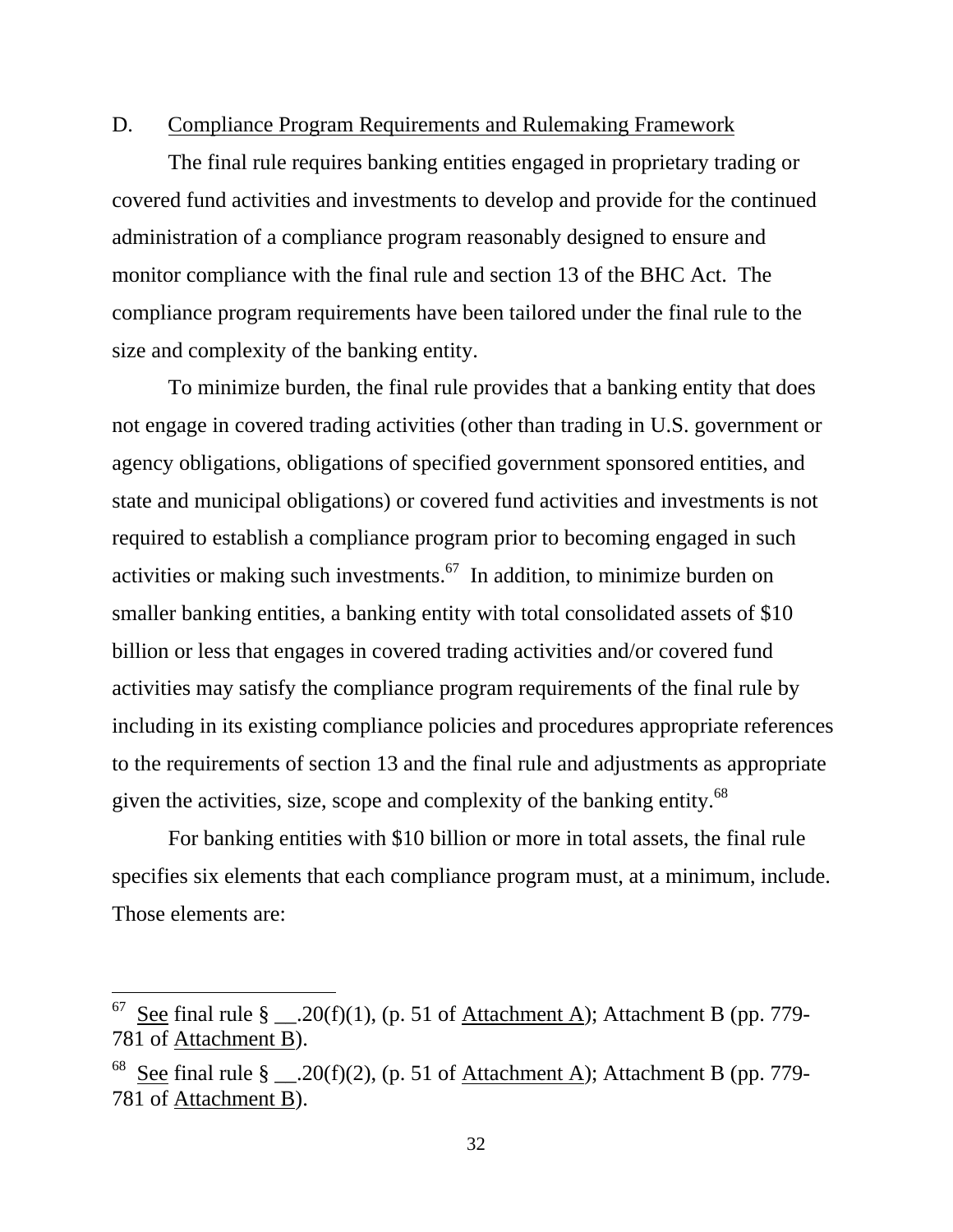D. Compliance Program Requirements and Rulemaking Framework

The final rule requires banking entities engaged in proprietary trading or covered fund activities and investments to develop and provide for the continued administration of a compliance program reasonably designed to ensure and monitor compliance with the final rule and section 13 of the BHC Act. The compliance program requirements have been tailored under the final rule to the size and complexity of the banking entity.

To minimize burden, the final rule provides that a banking entity that does not engage in covered trading activities (other than trading in U.S. government or agency obligations, obligations of specified government sponsored entities, and state and municipal obligations) or covered fund activities and investments is not required to establish a compliance program prior to becoming engaged in such activities or making such investments.[67] In addition, to minimize burden on smaller banking entities, a banking entity with total consolidated assets of $10 billion or less that engages in covered trading activities and/or covered fund activities may satisfy the compliance program requirements of the final rule by including in its existing compliance policies and procedures appropriate references to the requirements of section 13 and the final rule and adjustments as appropriate given the activities, size, scope and complexity of the banking entity.[68]

For banking entities with $10 billion or more in total assets, the final rule specifies six elements that each compliance program must, at a minimum, include. Those elements are:

---

[67] See final rule § __.20(f)(1), (p. 51 of Attachment A); Attachment B (pp. 779-781 of Attachment B).

[68] See final rule § __.20(f)(2), (p. 51 of Attachment A); Attachment B (pp. 779-781 of Attachment B).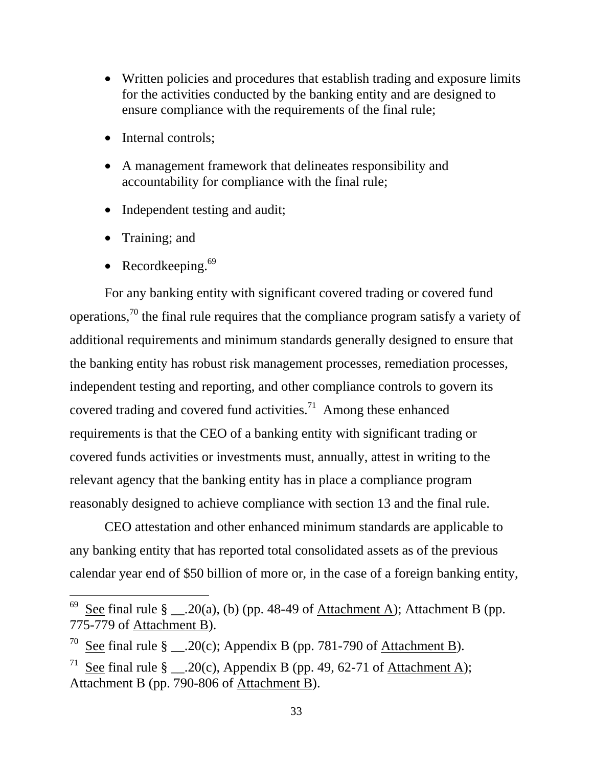- Written policies and procedures that establish trading and exposure limits for the activities conducted by the banking entity and are designed to ensure compliance with the requirements of the final rule;
- Internal controls;
- A management framework that delineates responsibility and accountability for compliance with the final rule;
- Independent testing and audit;
- Training; and
- Recordkeeping.[69]

For any banking entity with significant covered trading or covered fund operations,[70] the final rule requires that the compliance program satisfy a variety of additional requirements and minimum standards generally designed to ensure that the banking entity has robust risk management processes, remediation processes, independent testing and reporting, and other compliance controls to govern its covered trading and covered fund activities.[71] Among these enhanced requirements is that the CEO of a banking entity with significant trading or covered funds activities or investments must, annually, attest in writing to the relevant agency that the banking entity has in place a compliance program reasonably designed to achieve compliance with section 13 and the final rule.

CEO attestation and other enhanced minimum standards are applicable to any banking entity that has reported total consolidated assets as of the previous calendar year end of $50 billion of more or, in the case of a foreign banking entity,

---

[69] See final rule § __.20(a), (b) (pp. 48-49 of Attachment A); Attachment B (pp. 775-779 of Attachment B).

[70] See final rule § __.20(c); Appendix B (pp. 781-790 of Attachment B).

[71] See final rule § __.20(c), Appendix B (pp. 49, 62-71 of Attachment A); Attachment B (pp. 790-806 of Attachment B).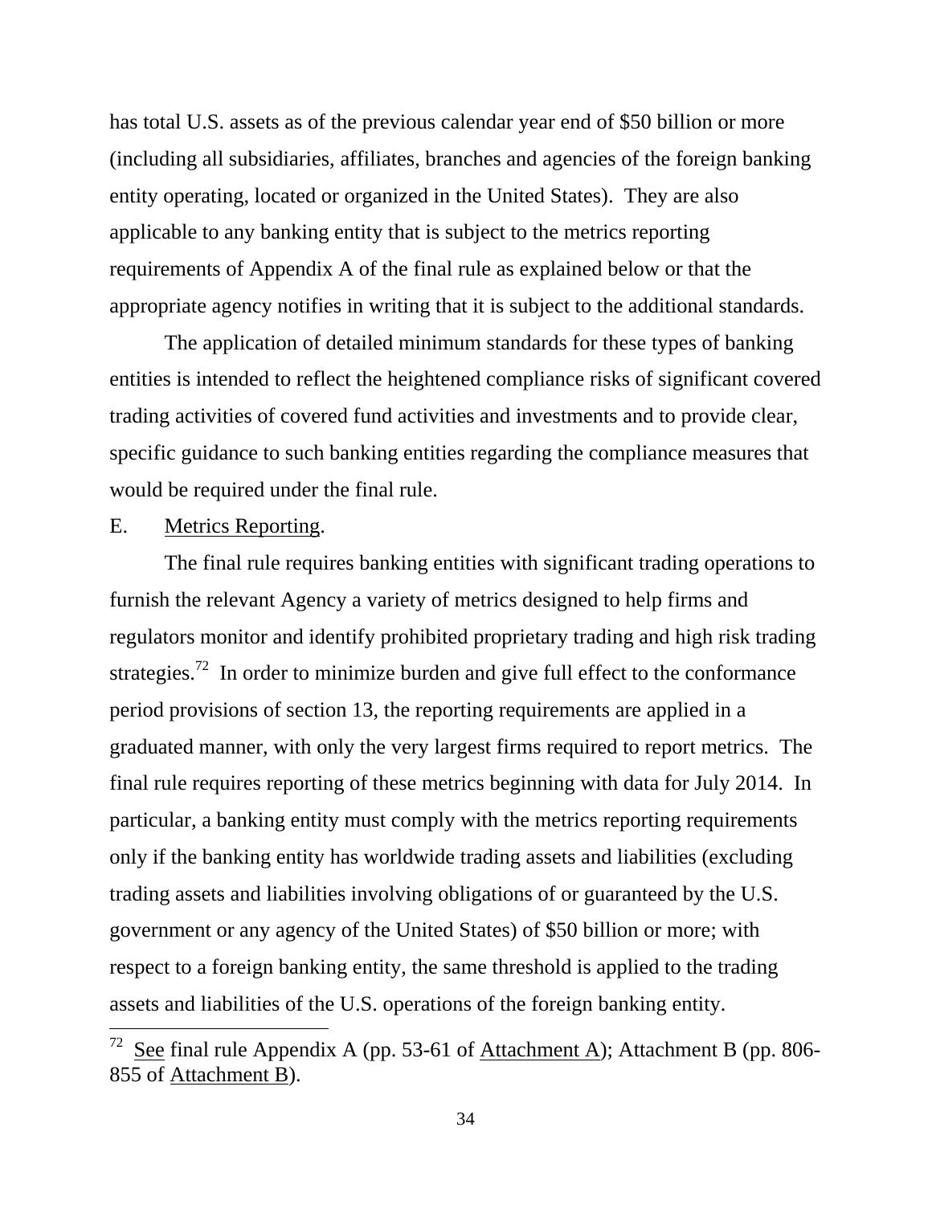has total U.S. assets as of the previous calendar year end of $50 billion or more (including all subsidiaries, affiliates, branches and agencies of the foreign banking entity operating, located or organized in the United States). They are also applicable to any banking entity that is subject to the metrics reporting requirements of Appendix A of the final rule as explained below or that the appropriate agency notifies in writing that it is subject to the additional standards.

The application of detailed minimum standards for these types of banking entities is intended to reflect the heightened compliance risks of significant covered trading activities of covered fund activities and investments and to provide clear, specific guidance to such banking entities regarding the compliance measures that would be required under the final rule.

E. Metrics Reporting.

The final rule requires banking entities with significant trading operations to furnish the relevant Agency a variety of metrics designed to help firms and regulators monitor and identify prohibited proprietary trading and high risk trading strategies.[72] In order to minimize burden and give full effect to the conformance period provisions of section 13, the reporting requirements are applied in a graduated manner, with only the very largest firms required to report metrics. The final rule requires reporting of these metrics beginning with data for July 2014. In particular, a banking entity must comply with the metrics reporting requirements only if the banking entity has worldwide trading assets and liabilities (excluding trading assets and liabilities involving obligations of or guaranteed by the U.S. government or any agency of the United States) of $50 billion or more; with respect to a foreign banking entity, the same threshold is applied to the trading assets and liabilities of the U.S. operations of the foreign banking entity.

---

[72] See final rule Appendix A (pp. 53-61 of Attachment A); Attachment B (pp. 806-855 of Attachment B).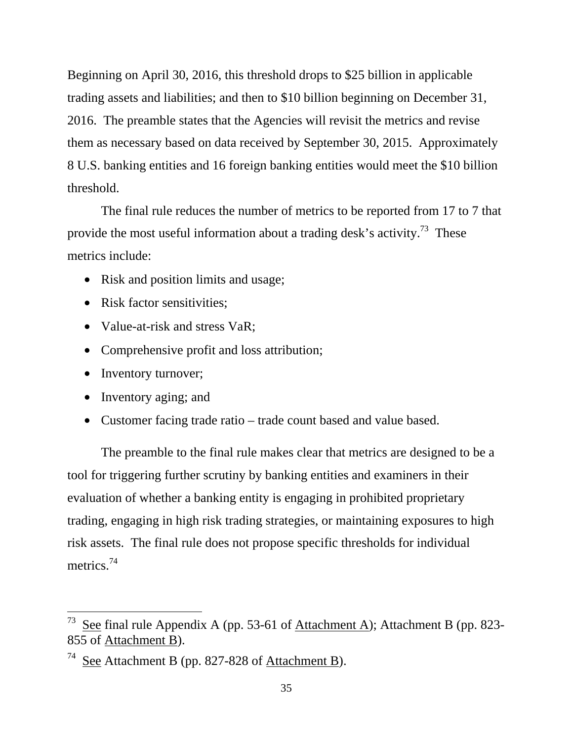Beginning on April 30, 2016, this threshold drops to $25 billion in applicable trading assets and liabilities; and then to $10 billion beginning on December 31, 2016. The preamble states that the Agencies will revisit the metrics and revise them as necessary based on data received by September 30, 2015. Approximately 8 U.S. banking entities and 16 foreign banking entities would meet the $10 billion threshold.

The final rule reduces the number of metrics to be reported from 17 to 7 that provide the most useful information about a trading desk's activity.[73] These metrics include:

- Risk and position limits and usage;
- Risk factor sensitivities;
- Value-at-risk and stress VaR;
- Comprehensive profit and loss attribution;
- Inventory turnover;
- Inventory aging; and
- Customer facing trade ratio – trade count based and value based.

The preamble to the final rule makes clear that metrics are designed to be a tool for triggering further scrutiny by banking entities and examiners in their evaluation of whether a banking entity is engaging in prohibited proprietary trading, engaging in high risk trading strategies, or maintaining exposures to high risk assets. The final rule does not propose specific thresholds for individual metrics.[74]

---

[73] See final rule Appendix A (pp. 53-61 of Attachment A); Attachment B (pp. 823-855 of Attachment B).

[74] See Attachment B (pp. 827-828 of Attachment B).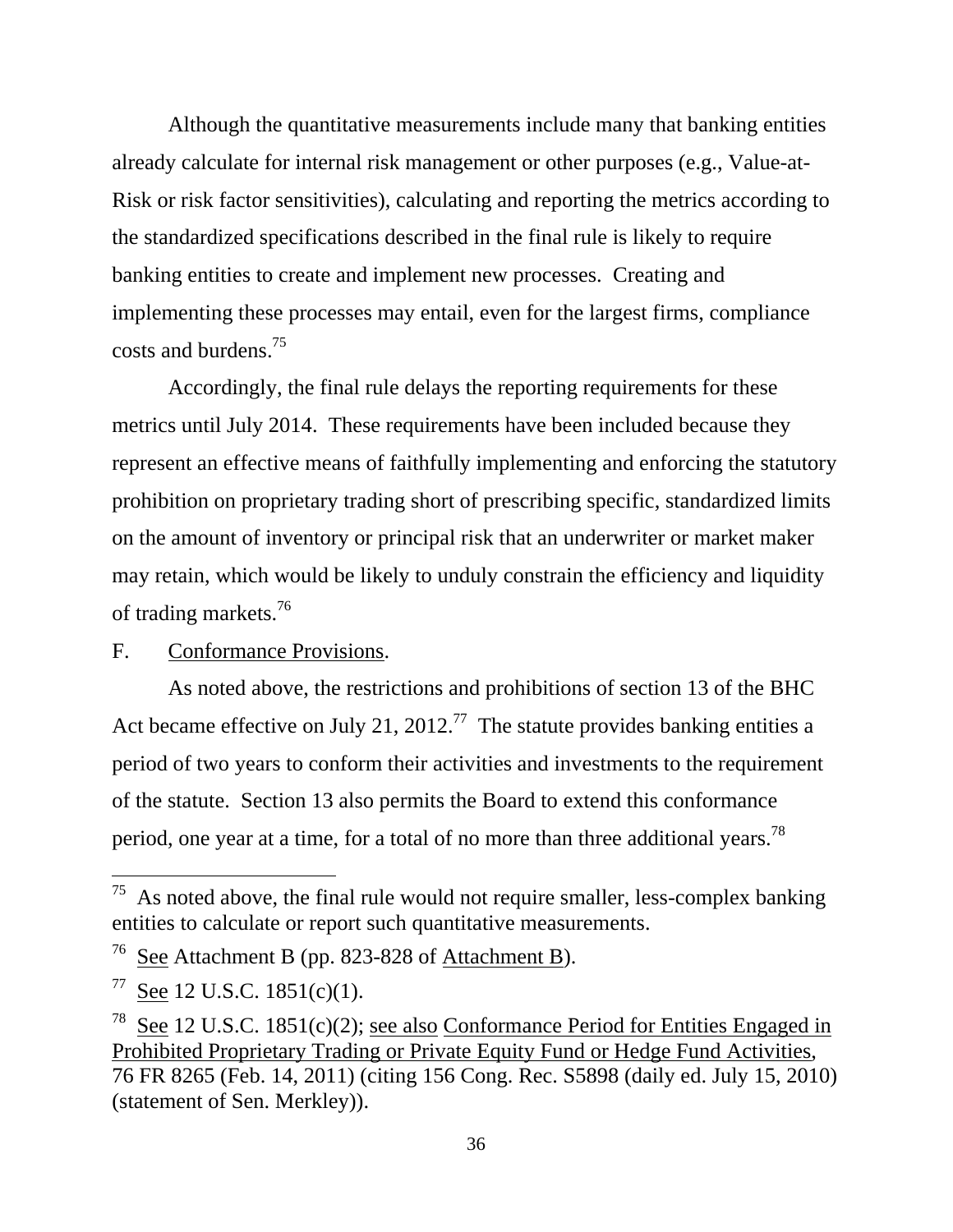Although the quantitative measurements include many that banking entities already calculate for internal risk management or other purposes (e.g., Value-at-Risk or risk factor sensitivities), calculating and reporting the metrics according to the standardized specifications described in the final rule is likely to require banking entities to create and implement new processes. Creating and implementing these processes may entail, even for the largest firms, compliance costs and burdens.[75]

Accordingly, the final rule delays the reporting requirements for these metrics until July 2014. These requirements have been included because they represent an effective means of faithfully implementing and enforcing the statutory prohibition on proprietary trading short of prescribing specific, standardized limits on the amount of inventory or principal risk that an underwriter or market maker may retain, which would be likely to unduly constrain the efficiency and liquidity of trading markets.[76]

F. Conformance Provisions.

As noted above, the restrictions and prohibitions of section 13 of the BHC Act became effective on July 21, 2012.[77] The statute provides banking entities a period of two years to conform their activities and investments to the requirement of the statute. Section 13 also permits the Board to extend this conformance period, one year at a time, for a total of no more than three additional years.[78]

---

[75] As noted above, the final rule would not require smaller, less-complex banking entities to calculate or report such quantitative measurements.

[76] See Attachment B (pp. 823-828 of Attachment B).

[77] See 12 U.S.C. 1851(c)(1).

[78] See 12 U.S.C. 1851(c)(2); see also Conformance Period for Entities Engaged in Prohibited Proprietary Trading or Private Equity Fund or Hedge Fund Activities, 76 FR 8265 (Feb. 14, 2011) (citing 156 Cong. Rec. S5898 (daily ed. July 15, 2010) (statement of Sen. Merkley)).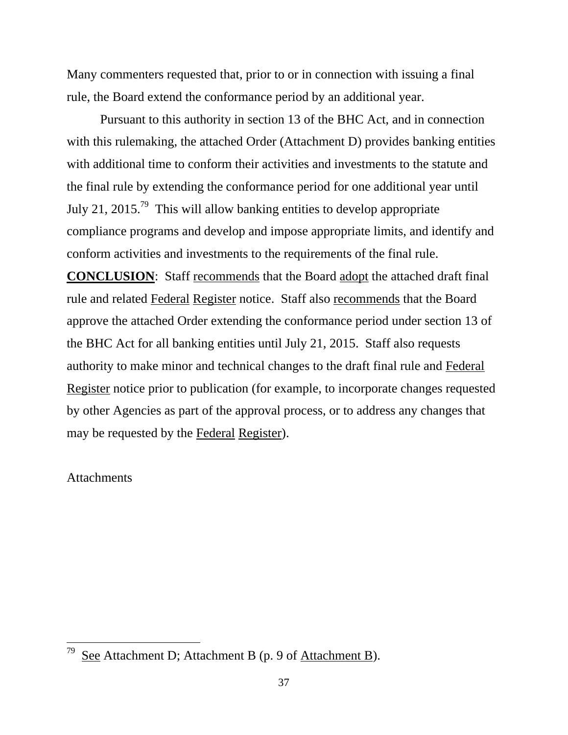Many commenters requested that, prior to or in connection with issuing a final rule, the Board extend the conformance period by an additional year.

Pursuant to this authority in section 13 of the BHC Act, and in connection with this rulemaking, the attached Order (Attachment D) provides banking entities with additional time to conform their activities and investments to the statute and the final rule by extending the conformance period for one additional year until July 21, 2015.[79] This will allow banking entities to develop appropriate compliance programs and develop and impose appropriate limits, and identify and conform activities and investments to the requirements of the final rule.

**CONCLUSION**: Staff recommends that the Board adopt the attached draft final rule and related Federal Register notice. Staff also recommends that the Board approve the attached Order extending the conformance period under section 13 of the BHC Act for all banking entities until July 21, 2015. Staff also requests authority to make minor and technical changes to the draft final rule and Federal Register notice prior to publication (for example, to incorporate changes requested by other Agencies as part of the approval process, or to address any changes that may be requested by the Federal Register).

Attachments

---

[79] See Attachment D; Attachment B (p. 9 of Attachment B).